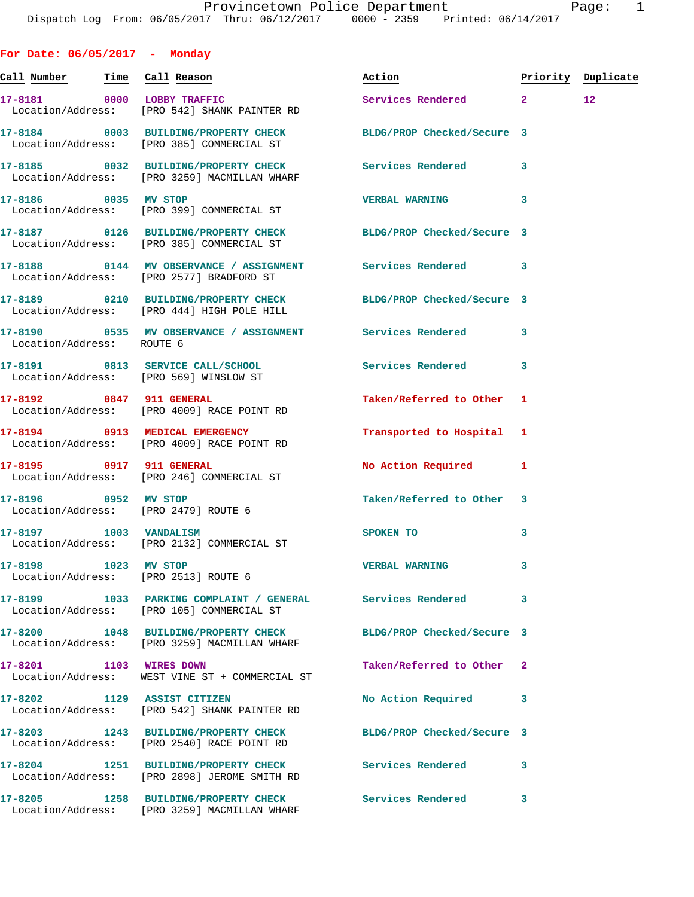For Date: 06/05/2017 - Monday

| Call Number | Time | Call Reason | Action | Priority | Duplicate |
|---|---|---|---|---|---|
| 17-8181 | 0000 | LOBBY TRAFFIC | Services Rendered | 2 | 12 |
| Location/Address: | | [PRO 542] SHANK PAINTER RD | | | |
| 17-8184 | 0003 | BUILDING/PROPERTY CHECK | BLDG/PROP Checked/Secure | 3 | |
| Location/Address: | | [PRO 385] COMMERCIAL ST | | | |
| 17-8185 | 0032 | BUILDING/PROPERTY CHECK | Services Rendered | 3 | |
| Location/Address: | | [PRO 3259] MACMILLAN WHARF | | | |
| 17-8186 | 0035 | MV STOP | VERBAL WARNING | 3 | |
| Location/Address: | | [PRO 399] COMMERCIAL ST | | | |
| 17-8187 | 0126 | BUILDING/PROPERTY CHECK | BLDG/PROP Checked/Secure | 3 | |
| Location/Address: | | [PRO 385] COMMERCIAL ST | | | |
| 17-8188 | 0144 | MV OBSERVANCE / ASSIGNMENT | Services Rendered | 3 | |
| Location/Address: | | [PRO 2577] BRADFORD ST | | | |
| 17-8189 | 0210 | BUILDING/PROPERTY CHECK | BLDG/PROP Checked/Secure | 3 | |
| Location/Address: | | [PRO 444] HIGH POLE HILL | | | |
| 17-8190 | 0535 | MV OBSERVANCE / ASSIGNMENT | Services Rendered | 3 | |
| Location/Address: | | ROUTE 6 | | | |
| 17-8191 | 0813 | SERVICE CALL/SCHOOL | Services Rendered | 3 | |
| Location/Address: | | [PRO 569] WINSLOW ST | | | |
| 17-8192 | 0847 | 911 GENERAL | Taken/Referred to Other | 1 | |
| Location/Address: | | [PRO 4009] RACE POINT RD | | | |
| 17-8194 | 0913 | MEDICAL EMERGENCY | Transported to Hospital | 1 | |
| Location/Address: | | [PRO 4009] RACE POINT RD | | | |
| 17-8195 | 0917 | 911 GENERAL | No Action Required | 1 | |
| Location/Address: | | [PRO 246] COMMERCIAL ST | | | |
| 17-8196 | 0952 | MV STOP | Taken/Referred to Other | 3 | |
| Location/Address: | | [PRO 2479] ROUTE 6 | | | |
| 17-8197 | 1003 | VANDALISM | SPOKEN TO | 3 | |
| Location/Address: | | [PRO 2132] COMMERCIAL ST | | | |
| 17-8198 | 1023 | MV STOP | VERBAL WARNING | 3 | |
| Location/Address: | | [PRO 2513] ROUTE 6 | | | |
| 17-8199 | 1033 | PARKING COMPLAINT / GENERAL | Services Rendered | 3 | |
| Location/Address: | | [PRO 105] COMMERCIAL ST | | | |
| 17-8200 | 1048 | BUILDING/PROPERTY CHECK | BLDG/PROP Checked/Secure | 3 | |
| Location/Address: | | [PRO 3259] MACMILLAN WHARF | | | |
| 17-8201 | 1103 | WIRES DOWN | Taken/Referred to Other | 2 | |
| Location/Address: | | WEST VINE ST + COMMERCIAL ST | | | |
| 17-8202 | 1129 | ASSIST CITIZEN | No Action Required | 3 | |
| Location/Address: | | [PRO 542] SHANK PAINTER RD | | | |
| 17-8203 | 1243 | BUILDING/PROPERTY CHECK | BLDG/PROP Checked/Secure | 3 | |
| Location/Address: | | [PRO 2540] RACE POINT RD | | | |
| 17-8204 | 1251 | BUILDING/PROPERTY CHECK | Services Rendered | 3 | |
| Location/Address: | | [PRO 2898] JEROME SMITH RD | | | |
| 17-8205 | 1258 | BUILDING/PROPERTY CHECK | Services Rendered | 3 | |
| Location/Address: | | [PRO 3259] MACMILLAN WHARF | | | |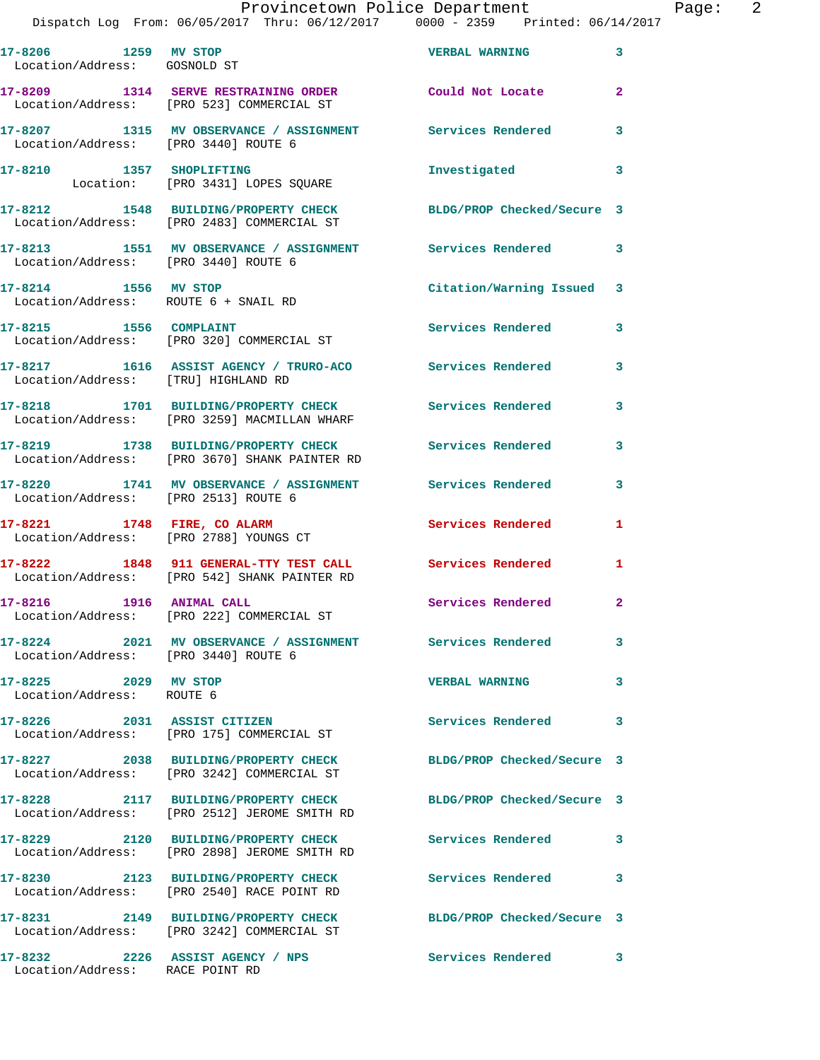**17-8206 1259 MV STOP** — VERBAL WARNING — 3
Location/Address: GOSNOLD ST

**17-8209 1314 SERVE RESTRAINING ORDER** — Could Not Locate — 2
Location/Address: [PRO 523] COMMERCIAL ST

**17-8207 1315 MV OBSERVANCE / ASSIGNMENT** — Services Rendered — 3
Location/Address: [PRO 3440] ROUTE 6

**17-8210 1357 SHOPLIFTING** — Investigated — 3
Location: [PRO 3431] LOPES SQUARE

**17-8212 1548 BUILDING/PROPERTY CHECK** — BLDG/PROP Checked/Secure — 3
Location/Address: [PRO 2483] COMMERCIAL ST

**17-8213 1551 MV OBSERVANCE / ASSIGNMENT** — Services Rendered — 3
Location/Address: [PRO 3440] ROUTE 6

**17-8214 1556 MV STOP** — Citation/Warning Issued — 3
Location/Address: ROUTE 6 + SNAIL RD

**17-8215 1556 COMPLAINT** — Services Rendered — 3
Location/Address: [PRO 320] COMMERCIAL ST

**17-8217 1616 ASSIST AGENCY / TRURO-ACO** — Services Rendered — 3
Location/Address: [TRU] HIGHLAND RD

**17-8218 1701 BUILDING/PROPERTY CHECK** — Services Rendered — 3
Location/Address: [PRO 3259] MACMILLAN WHARF

**17-8219 1738 BUILDING/PROPERTY CHECK** — Services Rendered — 3
Location/Address: [PRO 3670] SHANK PAINTER RD

**17-8220 1741 MV OBSERVANCE / ASSIGNMENT** — Services Rendered — 3
Location/Address: [PRO 2513] ROUTE 6

**17-8221 1748 FIRE, CO ALARM** — Services Rendered — 1
Location/Address: [PRO 2788] YOUNGS CT

**17-8222 1848 911 GENERAL-TTY TEST CALL** — Services Rendered — 1
Location/Address: [PRO 542] SHANK PAINTER RD

**17-8216 1916 ANIMAL CALL** — Services Rendered — 2
Location/Address: [PRO 222] COMMERCIAL ST

**17-8224 2021 MV OBSERVANCE / ASSIGNMENT** — Services Rendered — 3
Location/Address: [PRO 3440] ROUTE 6

**17-8225 2029 MV STOP** — VERBAL WARNING — 3
Location/Address: ROUTE 6

**17-8226 2031 ASSIST CITIZEN** — Services Rendered — 3
Location/Address: [PRO 175] COMMERCIAL ST

**17-8227 2038 BUILDING/PROPERTY CHECK** — BLDG/PROP Checked/Secure — 3
Location/Address: [PRO 3242] COMMERCIAL ST

**17-8228 2117 BUILDING/PROPERTY CHECK** — BLDG/PROP Checked/Secure — 3
Location/Address: [PRO 2512] JEROME SMITH RD

**17-8229 2120 BUILDING/PROPERTY CHECK** — Services Rendered — 3
Location/Address: [PRO 2898] JEROME SMITH RD

**17-8230 2123 BUILDING/PROPERTY CHECK** — Services Rendered — 3
Location/Address: [PRO 2540] RACE POINT RD

**17-8231 2149 BUILDING/PROPERTY CHECK** — BLDG/PROP Checked/Secure — 3
Location/Address: [PRO 3242] COMMERCIAL ST

**17-8232 2226 ASSIST AGENCY / NPS** — Services Rendered — 3
Location/Address: RACE POINT RD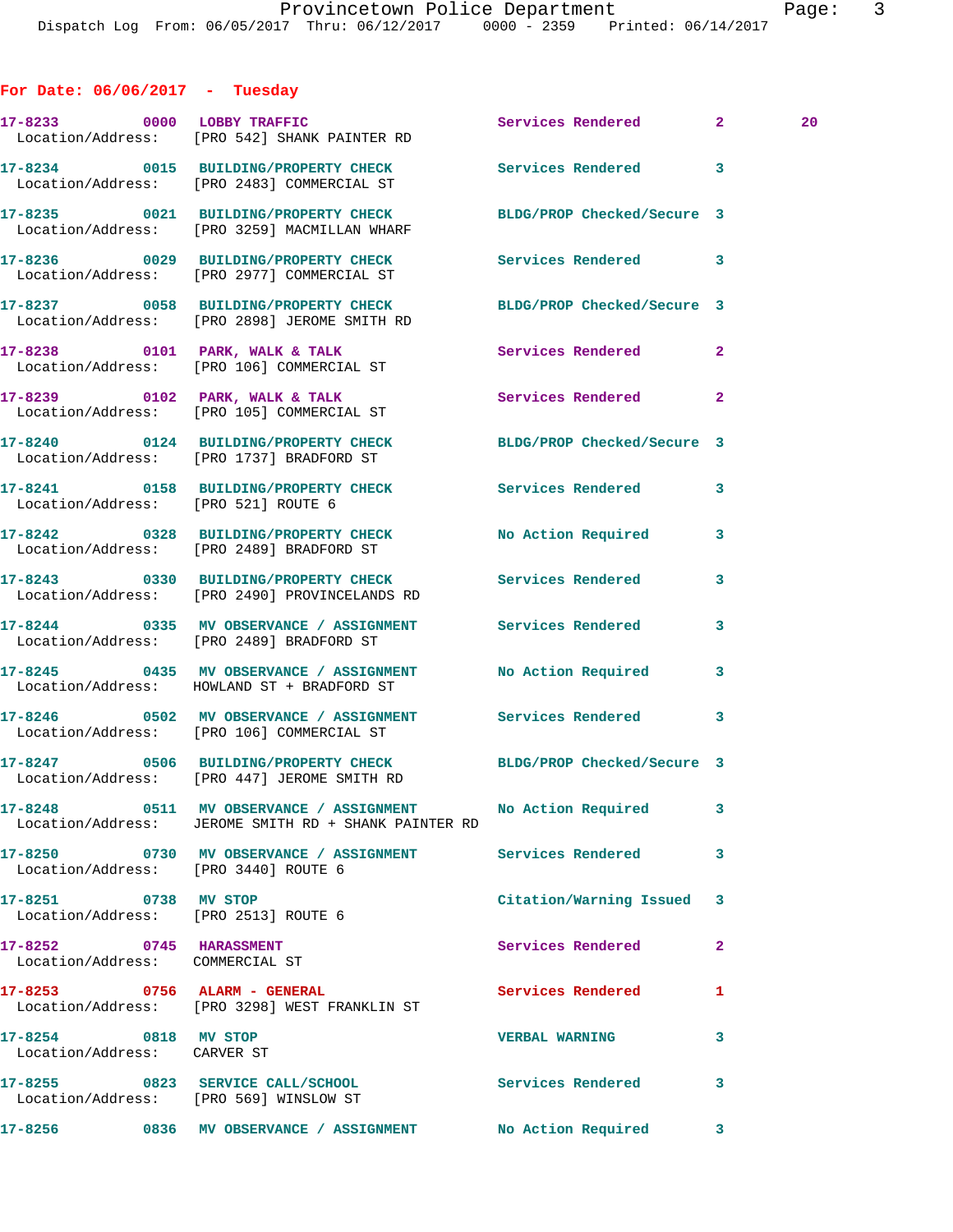## For Date: 06/06/2017 - Tuesday

**17-8233** 0000 **LOBBY TRAFFIC** Services Rendered 2 20
Location/Address: [PRO 542] SHANK PAINTER RD

**17-8234** 0015 **BUILDING/PROPERTY CHECK** Services Rendered 3
Location/Address: [PRO 2483] COMMERCIAL ST

**17-8235** 0021 **BUILDING/PROPERTY CHECK** BLDG/PROP Checked/Secure 3
Location/Address: [PRO 3259] MACMILLAN WHARF

**17-8236** 0029 **BUILDING/PROPERTY CHECK** Services Rendered 3
Location/Address: [PRO 2977] COMMERCIAL ST

**17-8237** 0058 **BUILDING/PROPERTY CHECK** BLDG/PROP Checked/Secure 3
Location/Address: [PRO 2898] JEROME SMITH RD

**17-8238** 0101 **PARK, WALK & TALK** Services Rendered 2
Location/Address: [PRO 106] COMMERCIAL ST

**17-8239** 0102 **PARK, WALK & TALK** Services Rendered 2
Location/Address: [PRO 105] COMMERCIAL ST

**17-8240** 0124 **BUILDING/PROPERTY CHECK** BLDG/PROP Checked/Secure 3
Location/Address: [PRO 1737] BRADFORD ST

**17-8241** 0158 **BUILDING/PROPERTY CHECK** Services Rendered 3
Location/Address: [PRO 521] ROUTE 6

**17-8242** 0328 **BUILDING/PROPERTY CHECK** No Action Required 3
Location/Address: [PRO 2489] BRADFORD ST

**17-8243** 0330 **BUILDING/PROPERTY CHECK** Services Rendered 3
Location/Address: [PRO 2490] PROVINCELANDS RD

**17-8244** 0335 **MV OBSERVANCE / ASSIGNMENT** Services Rendered 3
Location/Address: [PRO 2489] BRADFORD ST

**17-8245** 0435 **MV OBSERVANCE / ASSIGNMENT** No Action Required 3
Location/Address: HOWLAND ST + BRADFORD ST

**17-8246** 0502 **MV OBSERVANCE / ASSIGNMENT** Services Rendered 3
Location/Address: [PRO 106] COMMERCIAL ST

**17-8247** 0506 **BUILDING/PROPERTY CHECK** BLDG/PROP Checked/Secure 3
Location/Address: [PRO 447] JEROME SMITH RD

**17-8248** 0511 **MV OBSERVANCE / ASSIGNMENT** No Action Required 3
Location/Address: JEROME SMITH RD + SHANK PAINTER RD

**17-8250** 0730 **MV OBSERVANCE / ASSIGNMENT** Services Rendered 3
Location/Address: [PRO 3440] ROUTE 6

**17-8251** 0738 **MV STOP** Citation/Warning Issued 3
Location/Address: [PRO 2513] ROUTE 6

**17-8252** 0745 **HARASSMENT** Services Rendered 2
Location/Address: COMMERCIAL ST

**17-8253** 0756 **ALARM - GENERAL** Services Rendered 1
Location/Address: [PRO 3298] WEST FRANKLIN ST

**17-8254** 0818 **MV STOP** VERBAL WARNING 3
Location/Address: CARVER ST

**17-8255** 0823 **SERVICE CALL/SCHOOL** Services Rendered 3
Location/Address: [PRO 569] WINSLOW ST

**17-8256** 0836 **MV OBSERVANCE / ASSIGNMENT** No Action Required 3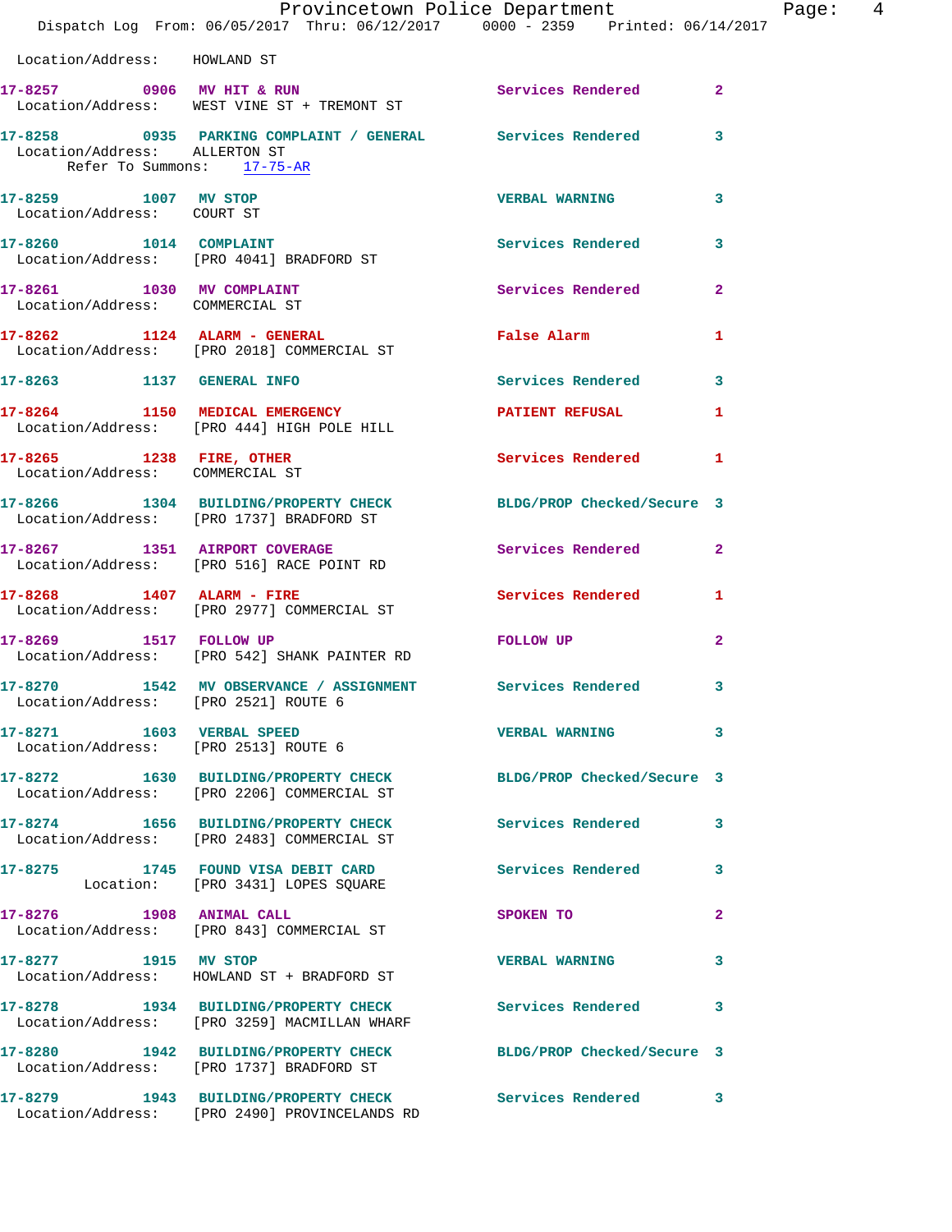Location/Address: HOWLAND ST

**17-8257** 0906 **MV HIT & RUN** Services Rendered 2
Location/Address: WEST VINE ST + TREMONT ST

**17-8258** 0935 **PARKING COMPLAINT / GENERAL** Services Rendered 3
Location/Address: ALLERTON ST
Refer To Summons: 17-75-AR

**17-8259** 1007 **MV STOP** VERBAL WARNING 3
Location/Address: COURT ST

**17-8260** 1014 **COMPLAINT** Services Rendered 3
Location/Address: [PRO 4041] BRADFORD ST

**17-8261** 1030 **MV COMPLAINT** Services Rendered 2
Location/Address: COMMERCIAL ST

**17-8262** 1124 **ALARM - GENERAL** False Alarm 1
Location/Address: [PRO 2018] COMMERCIAL ST

**17-8263** 1137 **GENERAL INFO** Services Rendered 3

**17-8264** 1150 **MEDICAL EMERGENCY** PATIENT REFUSAL 1
Location/Address: [PRO 444] HIGH POLE HILL

**17-8265** 1238 **FIRE, OTHER** Services Rendered 1
Location/Address: COMMERCIAL ST

**17-8266** 1304 **BUILDING/PROPERTY CHECK** BLDG/PROP Checked/Secure 3
Location/Address: [PRO 1737] BRADFORD ST

**17-8267** 1351 **AIRPORT COVERAGE** Services Rendered 2
Location/Address: [PRO 516] RACE POINT RD

**17-8268** 1407 **ALARM - FIRE** Services Rendered 1
Location/Address: [PRO 2977] COMMERCIAL ST

**17-8269** 1517 **FOLLOW UP** FOLLOW UP 2
Location/Address: [PRO 542] SHANK PAINTER RD

**17-8270** 1542 **MV OBSERVANCE / ASSIGNMENT** Services Rendered 3
Location/Address: [PRO 2521] ROUTE 6

**17-8271** 1603 **VERBAL SPEED** VERBAL WARNING 3
Location/Address: [PRO 2513] ROUTE 6

**17-8272** 1630 **BUILDING/PROPERTY CHECK** BLDG/PROP Checked/Secure 3
Location/Address: [PRO 2206] COMMERCIAL ST

**17-8274** 1656 **BUILDING/PROPERTY CHECK** Services Rendered 3
Location/Address: [PRO 2483] COMMERCIAL ST

**17-8275** 1745 **FOUND VISA DEBIT CARD** Services Rendered 3
Location: [PRO 3431] LOPES SQUARE

**17-8276** 1908 **ANIMAL CALL** SPOKEN TO 2
Location/Address: [PRO 843] COMMERCIAL ST

**17-8277** 1915 **MV STOP** VERBAL WARNING 3
Location/Address: HOWLAND ST + BRADFORD ST

**17-8278** 1934 **BUILDING/PROPERTY CHECK** Services Rendered 3
Location/Address: [PRO 3259] MACMILLAN WHARF

**17-8280** 1942 **BUILDING/PROPERTY CHECK** BLDG/PROP Checked/Secure 3
Location/Address: [PRO 1737] BRADFORD ST

**17-8279** 1943 **BUILDING/PROPERTY CHECK** Services Rendered 3
Location/Address: [PRO 2490] PROVINCELANDS RD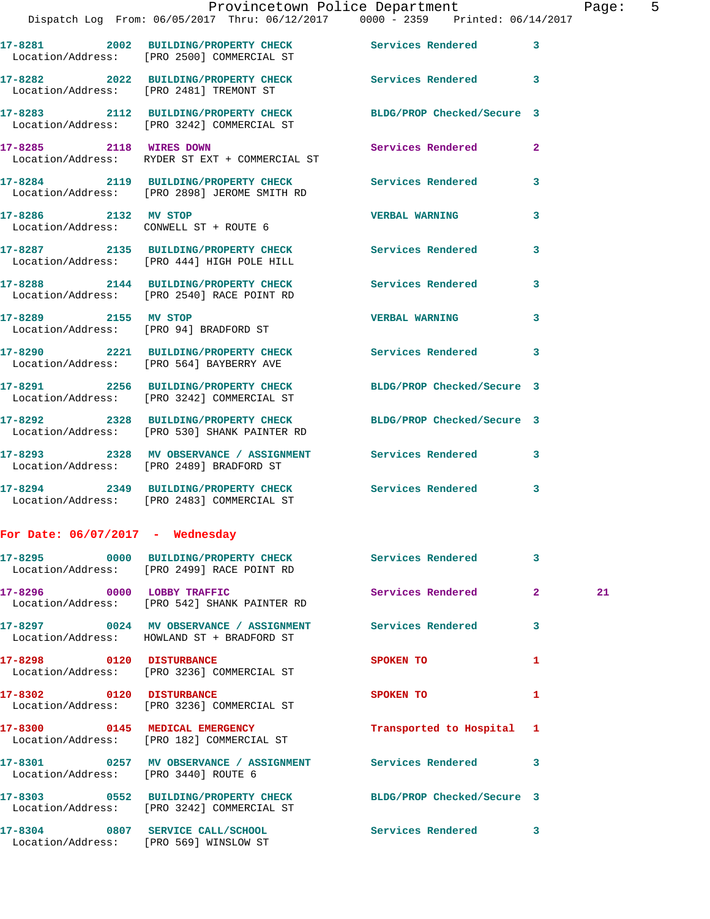17-8281 2002 BUILDING/PROPERTY CHECK Services Rendered 3
Location/Address: [PRO 2500] COMMERCIAL ST

17-8282 2022 BUILDING/PROPERTY CHECK Services Rendered 3
Location/Address: [PRO 2481] TREMONT ST

17-8283 2112 BUILDING/PROPERTY CHECK BLDG/PROP Checked/Secure 3
Location/Address: [PRO 3242] COMMERCIAL ST

17-8285 2118 WIRES DOWN Services Rendered 2
Location/Address: RYDER ST EXT + COMMERCIAL ST

17-8284 2119 BUILDING/PROPERTY CHECK Services Rendered 3
Location/Address: [PRO 2898] JEROME SMITH RD

17-8286 2132 MV STOP VERBAL WARNING 3
Location/Address: CONWELL ST + ROUTE 6

17-8287 2135 BUILDING/PROPERTY CHECK Services Rendered 3
Location/Address: [PRO 444] HIGH POLE HILL

17-8288 2144 BUILDING/PROPERTY CHECK Services Rendered 3
Location/Address: [PRO 2540] RACE POINT RD

17-8289 2155 MV STOP VERBAL WARNING 3
Location/Address: [PRO 94] BRADFORD ST

17-8290 2221 BUILDING/PROPERTY CHECK Services Rendered 3
Location/Address: [PRO 564] BAYBERRY AVE

17-8291 2256 BUILDING/PROPERTY CHECK BLDG/PROP Checked/Secure 3
Location/Address: [PRO 3242] COMMERCIAL ST

17-8292 2328 BUILDING/PROPERTY CHECK BLDG/PROP Checked/Secure 3
Location/Address: [PRO 530] SHANK PAINTER RD

17-8293 2328 MV OBSERVANCE / ASSIGNMENT Services Rendered 3
Location/Address: [PRO 2489] BRADFORD ST

17-8294 2349 BUILDING/PROPERTY CHECK Services Rendered 3
Location/Address: [PRO 2483] COMMERCIAL ST

**For Date: 06/07/2017 - Wednesday**

17-8295 0000 BUILDING/PROPERTY CHECK Services Rendered 3
Location/Address: [PRO 2499] RACE POINT RD

17-8296 0000 LOBBY TRAFFIC Services Rendered 2 21
Location/Address: [PRO 542] SHANK PAINTER RD

17-8297 0024 MV OBSERVANCE / ASSIGNMENT Services Rendered 3
Location/Address: HOWLAND ST + BRADFORD ST

17-8298 0120 DISTURBANCE SPOKEN TO 1
Location/Address: [PRO 3236] COMMERCIAL ST

17-8302 0120 DISTURBANCE SPOKEN TO 1
Location/Address: [PRO 3236] COMMERCIAL ST

17-8300 0145 MEDICAL EMERGENCY Transported to Hospital 1
Location/Address: [PRO 182] COMMERCIAL ST

17-8301 0257 MV OBSERVANCE / ASSIGNMENT Services Rendered 3
Location/Address: [PRO 3440] ROUTE 6

17-8303 0552 BUILDING/PROPERTY CHECK BLDG/PROP Checked/Secure 3
Location/Address: [PRO 3242] COMMERCIAL ST

17-8304 0807 SERVICE CALL/SCHOOL Services Rendered 3
Location/Address: [PRO 569] WINSLOW ST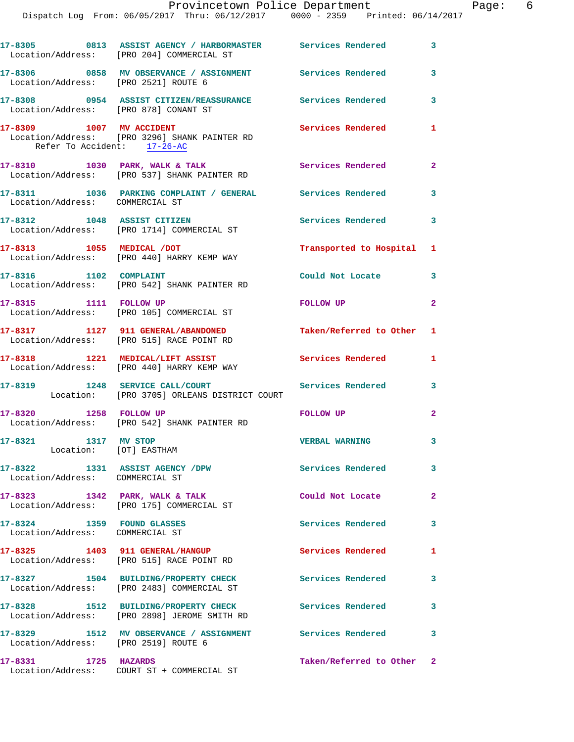17-8305 0813 ASSIST AGENCY / HARBORMASTER Services Rendered 3
Location/Address: [PRO 204] COMMERCIAL ST

17-8306 0858 MV OBSERVANCE / ASSIGNMENT Services Rendered 3
Location/Address: [PRO 2521] ROUTE 6

17-8308 0954 ASSIST CITIZEN/REASSURANCE Services Rendered 3
Location/Address: [PRO 878] CONANT ST

17-8309 1007 MV ACCIDENT Services Rendered 1
Location/Address: [PRO 3296] SHANK PAINTER RD
Refer To Accident: 17-26-AC

17-8310 1030 PARK, WALK & TALK Services Rendered 2
Location/Address: [PRO 537] SHANK PAINTER RD

17-8311 1036 PARKING COMPLAINT / GENERAL Services Rendered 3
Location/Address: COMMERCIAL ST

17-8312 1048 ASSIST CITIZEN Services Rendered 3
Location/Address: [PRO 1714] COMMERCIAL ST

17-8313 1055 MEDICAL /DOT Transported to Hospital 1
Location/Address: [PRO 440] HARRY KEMP WAY

17-8316 1102 COMPLAINT Could Not Locate 3
Location/Address: [PRO 542] SHANK PAINTER RD

17-8315 1111 FOLLOW UP FOLLOW UP 2
Location/Address: [PRO 105] COMMERCIAL ST

17-8317 1127 911 GENERAL/ABANDONED Taken/Referred to Other 1
Location/Address: [PRO 515] RACE POINT RD

17-8318 1221 MEDICAL/LIFT ASSIST Services Rendered 1
Location/Address: [PRO 440] HARRY KEMP WAY

17-8319 1248 SERVICE CALL/COURT Services Rendered 3
Location: [PRO 3705] ORLEANS DISTRICT COURT

17-8320 1258 FOLLOW UP FOLLOW UP 2
Location/Address: [PRO 542] SHANK PAINTER RD

17-8321 1317 MV STOP VERBAL WARNING 3
Location: [OT] EASTHAM

17-8322 1331 ASSIST AGENCY /DPW Services Rendered 3
Location/Address: COMMERCIAL ST

17-8323 1342 PARK, WALK & TALK Could Not Locate 2
Location/Address: [PRO 175] COMMERCIAL ST

17-8324 1359 FOUND GLASSES Services Rendered 3
Location/Address: COMMERCIAL ST

17-8325 1403 911 GENERAL/HANGUP Services Rendered 1
Location/Address: [PRO 515] RACE POINT RD

17-8327 1504 BUILDING/PROPERTY CHECK Services Rendered 3
Location/Address: [PRO 2483] COMMERCIAL ST

17-8328 1512 BUILDING/PROPERTY CHECK Services Rendered 3
Location/Address: [PRO 2898] JEROME SMITH RD

17-8329 1512 MV OBSERVANCE / ASSIGNMENT Services Rendered 3
Location/Address: [PRO 2519] ROUTE 6

17-8331 1725 HAZARDS Taken/Referred to Other 2
Location/Address: COURT ST + COMMERCIAL ST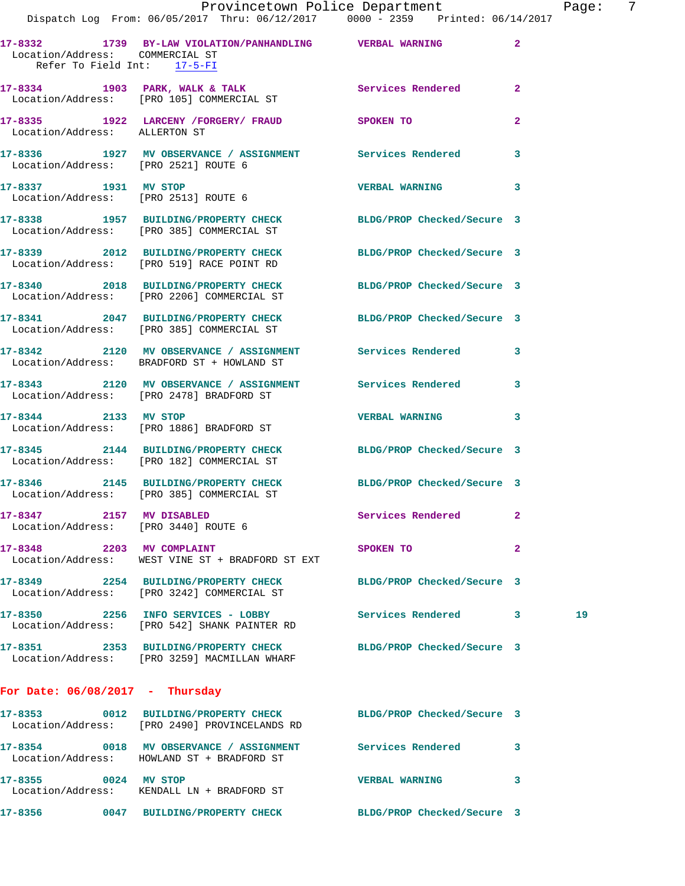17-8332 1739 BY-LAW VIOLATION/PANHANDLING VERBAL WARNING 2
Location/Address: COMMERCIAL ST
Refer To Field Int: 17-5-FI

17-8334 1903 PARK, WALK & TALK Services Rendered 2
Location/Address: [PRO 105] COMMERCIAL ST

17-8335 1922 LARCENY /FORGERY/ FRAUD SPOKEN TO 2
Location/Address: ALLERTON ST

17-8336 1927 MV OBSERVANCE / ASSIGNMENT Services Rendered 3
Location/Address: [PRO 2521] ROUTE 6

17-8337 1931 MV STOP VERBAL WARNING 3
Location/Address: [PRO 2513] ROUTE 6

17-8338 1957 BUILDING/PROPERTY CHECK BLDG/PROP Checked/Secure 3
Location/Address: [PRO 385] COMMERCIAL ST

17-8339 2012 BUILDING/PROPERTY CHECK BLDG/PROP Checked/Secure 3
Location/Address: [PRO 519] RACE POINT RD

17-8340 2018 BUILDING/PROPERTY CHECK BLDG/PROP Checked/Secure 3
Location/Address: [PRO 2206] COMMERCIAL ST

17-8341 2047 BUILDING/PROPERTY CHECK BLDG/PROP Checked/Secure 3
Location/Address: [PRO 385] COMMERCIAL ST

17-8342 2120 MV OBSERVANCE / ASSIGNMENT Services Rendered 3
Location/Address: BRADFORD ST + HOWLAND ST

17-8343 2120 MV OBSERVANCE / ASSIGNMENT Services Rendered 3
Location/Address: [PRO 2478] BRADFORD ST

17-8344 2133 MV STOP VERBAL WARNING 3
Location/Address: [PRO 1886] BRADFORD ST

17-8345 2144 BUILDING/PROPERTY CHECK BLDG/PROP Checked/Secure 3
Location/Address: [PRO 182] COMMERCIAL ST

17-8346 2145 BUILDING/PROPERTY CHECK BLDG/PROP Checked/Secure 3
Location/Address: [PRO 385] COMMERCIAL ST

17-8347 2157 MV DISABLED Services Rendered 2
Location/Address: [PRO 3440] ROUTE 6

17-8348 2203 MV COMPLAINT SPOKEN TO 2
Location/Address: WEST VINE ST + BRADFORD ST EXT

17-8349 2254 BUILDING/PROPERTY CHECK BLDG/PROP Checked/Secure 3
Location/Address: [PRO 3242] COMMERCIAL ST

17-8350 2256 INFO SERVICES - LOBBY Services Rendered 3 19
Location/Address: [PRO 542] SHANK PAINTER RD

17-8351 2353 BUILDING/PROPERTY CHECK BLDG/PROP Checked/Secure 3
Location/Address: [PRO 3259] MACMILLAN WHARF

## For Date: 06/08/2017 - Thursday

17-8353 0012 BUILDING/PROPERTY CHECK BLDG/PROP Checked/Secure 3
Location/Address: [PRO 2490] PROVINCELANDS RD

17-8354 0018 MV OBSERVANCE / ASSIGNMENT Services Rendered 3
Location/Address: HOWLAND ST + BRADFORD ST

17-8355 0024 MV STOP VERBAL WARNING 3
Location/Address: KENDALL LN + BRADFORD ST

17-8356 0047 BUILDING/PROPERTY CHECK BLDG/PROP Checked/Secure 3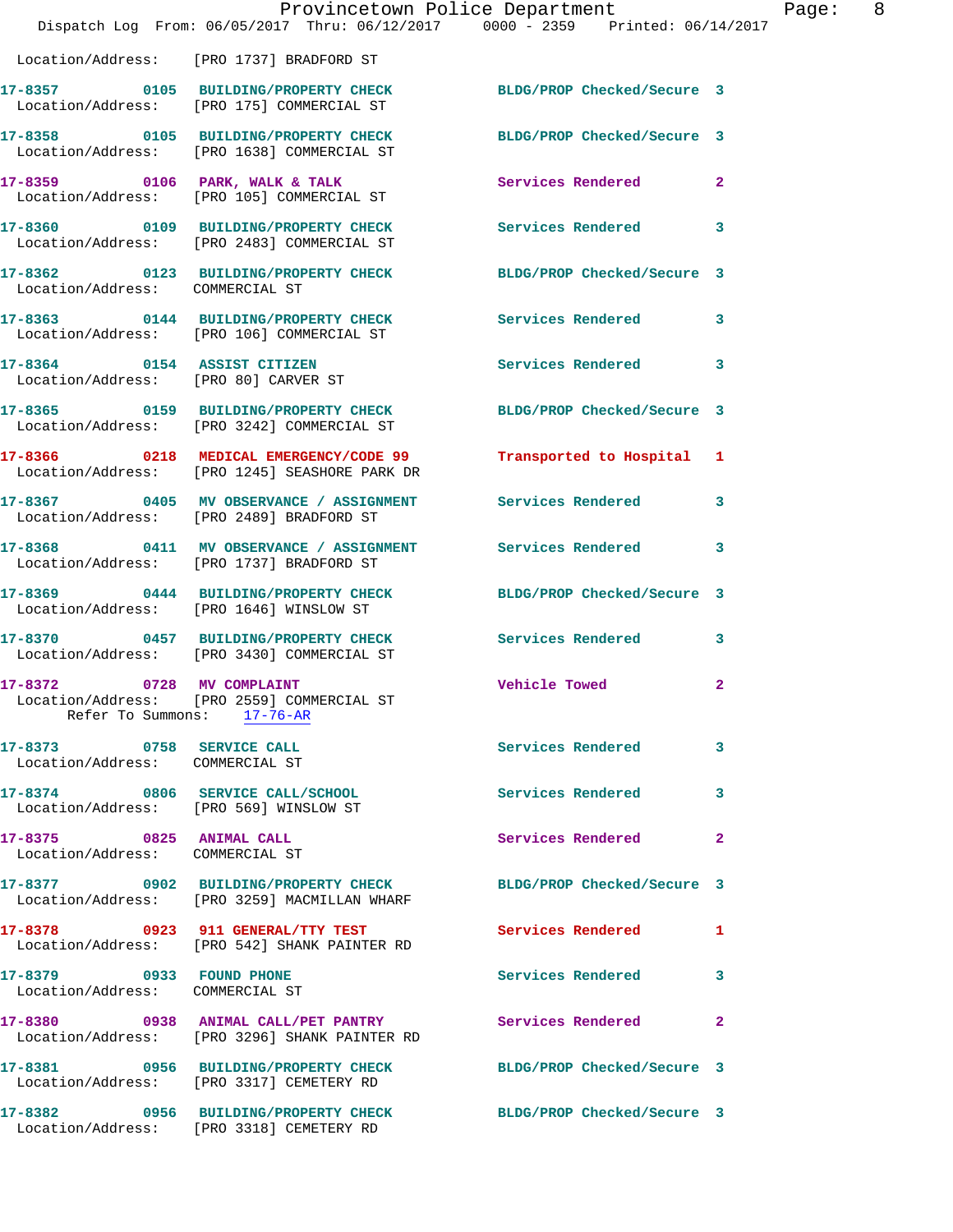Location/Address: [PRO 1737] BRADFORD ST

**17-8357** 0105 **BUILDING/PROPERTY CHECK** BLDG/PROP Checked/Secure 3
Location/Address: [PRO 175] COMMERCIAL ST

**17-8358** 0105 **BUILDING/PROPERTY CHECK** BLDG/PROP Checked/Secure 3
Location/Address: [PRO 1638] COMMERCIAL ST

**17-8359** 0106 **PARK, WALK & TALK** Services Rendered 2
Location/Address: [PRO 105] COMMERCIAL ST

**17-8360** 0109 **BUILDING/PROPERTY CHECK** Services Rendered 3
Location/Address: [PRO 2483] COMMERCIAL ST

**17-8362** 0123 **BUILDING/PROPERTY CHECK** BLDG/PROP Checked/Secure 3
Location/Address: COMMERCIAL ST

**17-8363** 0144 **BUILDING/PROPERTY CHECK** Services Rendered 3
Location/Address: [PRO 106] COMMERCIAL ST

**17-8364** 0154 **ASSIST CITIZEN** Services Rendered 3
Location/Address: [PRO 80] CARVER ST

**17-8365** 0159 **BUILDING/PROPERTY CHECK** BLDG/PROP Checked/Secure 3
Location/Address: [PRO 3242] COMMERCIAL ST

**17-8366** 0218 **MEDICAL EMERGENCY/CODE 99** Transported to Hospital 1
Location/Address: [PRO 1245] SEASHORE PARK DR

**17-8367** 0405 **MV OBSERVANCE / ASSIGNMENT** Services Rendered 3
Location/Address: [PRO 2489] BRADFORD ST

**17-8368** 0411 **MV OBSERVANCE / ASSIGNMENT** Services Rendered 3
Location/Address: [PRO 1737] BRADFORD ST

**17-8369** 0444 **BUILDING/PROPERTY CHECK** BLDG/PROP Checked/Secure 3
Location/Address: [PRO 1646] WINSLOW ST

**17-8370** 0457 **BUILDING/PROPERTY CHECK** Services Rendered 3
Location/Address: [PRO 3430] COMMERCIAL ST

**17-8372** 0728 **MV COMPLAINT** Vehicle Towed 2
Location/Address: [PRO 2559] COMMERCIAL ST
Refer To Summons: 17-76-AR

**17-8373** 0758 **SERVICE CALL** Services Rendered 3
Location/Address: COMMERCIAL ST

**17-8374** 0806 **SERVICE CALL/SCHOOL** Services Rendered 3
Location/Address: [PRO 569] WINSLOW ST

**17-8375** 0825 **ANIMAL CALL** Services Rendered 2
Location/Address: COMMERCIAL ST

**17-8377** 0902 **BUILDING/PROPERTY CHECK** BLDG/PROP Checked/Secure 3
Location/Address: [PRO 3259] MACMILLAN WHARF

**17-8378** 0923 **911 GENERAL/TTY TEST** Services Rendered 1
Location/Address: [PRO 542] SHANK PAINTER RD

**17-8379** 0933 **FOUND PHONE** Services Rendered 3
Location/Address: COMMERCIAL ST

**17-8380** 0938 **ANIMAL CALL/PET PANTRY** Services Rendered 2
Location/Address: [PRO 3296] SHANK PAINTER RD

**17-8381** 0956 **BUILDING/PROPERTY CHECK** BLDG/PROP Checked/Secure 3
Location/Address: [PRO 3317] CEMETERY RD

**17-8382** 0956 **BUILDING/PROPERTY CHECK** BLDG/PROP Checked/Secure 3
Location/Address: [PRO 3318] CEMETERY RD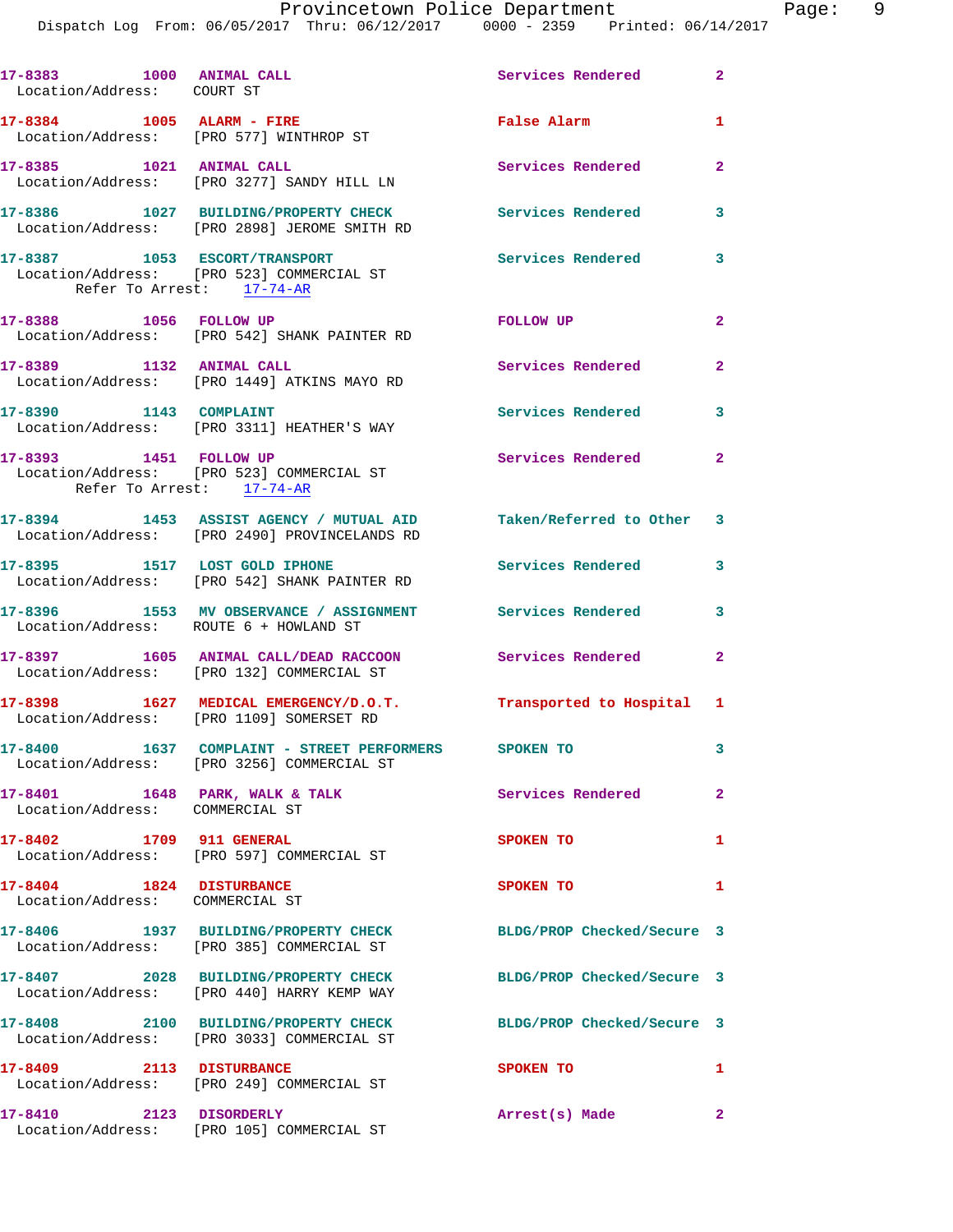17-8383 1000 ANIMAL CALL Services Rendered 2
Location/Address: COURT ST

17-8384 1005 ALARM - FIRE False Alarm 1
Location/Address: [PRO 577] WINTHROP ST

17-8385 1021 ANIMAL CALL Services Rendered 2
Location/Address: [PRO 3277] SANDY HILL LN

17-8386 1027 BUILDING/PROPERTY CHECK Services Rendered 3
Location/Address: [PRO 2898] JEROME SMITH RD

17-8387 1053 ESCORT/TRANSPORT Services Rendered 3
Location/Address: [PRO 523] COMMERCIAL ST
Refer To Arrest: 17-74-AR

17-8388 1056 FOLLOW UP FOLLOW UP 2
Location/Address: [PRO 542] SHANK PAINTER RD

17-8389 1132 ANIMAL CALL Services Rendered 2
Location/Address: [PRO 1449] ATKINS MAYO RD

17-8390 1143 COMPLAINT Services Rendered 3
Location/Address: [PRO 3311] HEATHER'S WAY

17-8393 1451 FOLLOW UP Services Rendered 2
Location/Address: [PRO 523] COMMERCIAL ST
Refer To Arrest: 17-74-AR

17-8394 1453 ASSIST AGENCY / MUTUAL AID Taken/Referred to Other 3
Location/Address: [PRO 2490] PROVINCELANDS RD

17-8395 1517 LOST GOLD IPHONE Services Rendered 3
Location/Address: [PRO 542] SHANK PAINTER RD

17-8396 1553 MV OBSERVANCE / ASSIGNMENT Services Rendered 3
Location/Address: ROUTE 6 + HOWLAND ST

17-8397 1605 ANIMAL CALL/DEAD RACCOON Services Rendered 2
Location/Address: [PRO 132] COMMERCIAL ST

17-8398 1627 MEDICAL EMERGENCY/D.O.T. Transported to Hospital 1
Location/Address: [PRO 1109] SOMERSET RD

17-8400 1637 COMPLAINT - STREET PERFORMERS SPOKEN TO 3
Location/Address: [PRO 3256] COMMERCIAL ST

17-8401 1648 PARK, WALK & TALK Services Rendered 2
Location/Address: COMMERCIAL ST

17-8402 1709 911 GENERAL SPOKEN TO 1
Location/Address: [PRO 597] COMMERCIAL ST

17-8404 1824 DISTURBANCE SPOKEN TO 1
Location/Address: COMMERCIAL ST

17-8406 1937 BUILDING/PROPERTY CHECK BLDG/PROP Checked/Secure 3
Location/Address: [PRO 385] COMMERCIAL ST

17-8407 2028 BUILDING/PROPERTY CHECK BLDG/PROP Checked/Secure 3
Location/Address: [PRO 440] HARRY KEMP WAY

17-8408 2100 BUILDING/PROPERTY CHECK BLDG/PROP Checked/Secure 3
Location/Address: [PRO 3033] COMMERCIAL ST

17-8409 2113 DISTURBANCE SPOKEN TO 1
Location/Address: [PRO 249] COMMERCIAL ST

17-8410 2123 DISORDERLY Arrest(s) Made 2
Location/Address: [PRO 105] COMMERCIAL ST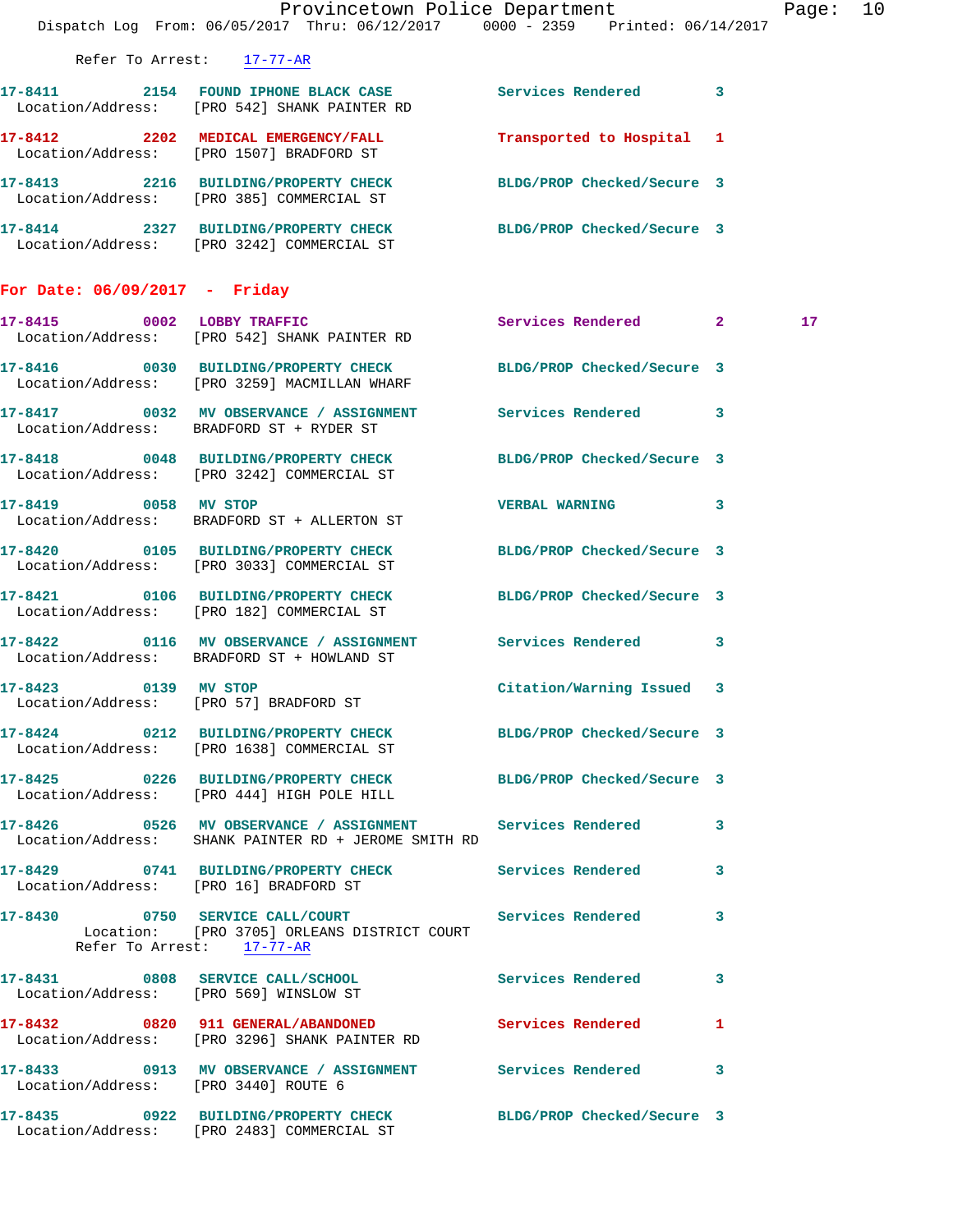Refer To Arrest: 17-77-AR

17-8411 2154 FOUND IPHONE BLACK CASE Services Rendered 3
Location/Address: [PRO 542] SHANK PAINTER RD

17-8412 2202 MEDICAL EMERGENCY/FALL Transported to Hospital 1
Location/Address: [PRO 1507] BRADFORD ST

17-8413 2216 BUILDING/PROPERTY CHECK BLDG/PROP Checked/Secure 3
Location/Address: [PRO 385] COMMERCIAL ST

17-8414 2327 BUILDING/PROPERTY CHECK BLDG/PROP Checked/Secure 3
Location/Address: [PRO 3242] COMMERCIAL ST

## For Date: 06/09/2017 - Friday

17-8415 0002 LOBBY TRAFFIC Services Rendered 2 17
Location/Address: [PRO 542] SHANK PAINTER RD

17-8416 0030 BUILDING/PROPERTY CHECK BLDG/PROP Checked/Secure 3
Location/Address: [PRO 3259] MACMILLAN WHARF

17-8417 0032 MV OBSERVANCE / ASSIGNMENT Services Rendered 3
Location/Address: BRADFORD ST + RYDER ST

17-8418 0048 BUILDING/PROPERTY CHECK BLDG/PROP Checked/Secure 3
Location/Address: [PRO 3242] COMMERCIAL ST

17-8419 0058 MV STOP VERBAL WARNING 3
Location/Address: BRADFORD ST + ALLERTON ST

17-8420 0105 BUILDING/PROPERTY CHECK BLDG/PROP Checked/Secure 3
Location/Address: [PRO 3033] COMMERCIAL ST

17-8421 0106 BUILDING/PROPERTY CHECK BLDG/PROP Checked/Secure 3
Location/Address: [PRO 182] COMMERCIAL ST

17-8422 0116 MV OBSERVANCE / ASSIGNMENT Services Rendered 3
Location/Address: BRADFORD ST + HOWLAND ST

17-8423 0139 MV STOP Citation/Warning Issued 3
Location/Address: [PRO 57] BRADFORD ST

17-8424 0212 BUILDING/PROPERTY CHECK BLDG/PROP Checked/Secure 3
Location/Address: [PRO 1638] COMMERCIAL ST

17-8425 0226 BUILDING/PROPERTY CHECK BLDG/PROP Checked/Secure 3
Location/Address: [PRO 444] HIGH POLE HILL

17-8426 0526 MV OBSERVANCE / ASSIGNMENT Services Rendered 3
Location/Address: SHANK PAINTER RD + JEROME SMITH RD

17-8429 0741 BUILDING/PROPERTY CHECK Services Rendered 3
Location/Address: [PRO 16] BRADFORD ST

17-8430 0750 SERVICE CALL/COURT Services Rendered 3
Location: [PRO 3705] ORLEANS DISTRICT COURT
Refer To Arrest: 17-77-AR

17-8431 0808 SERVICE CALL/SCHOOL Services Rendered 3
Location/Address: [PRO 569] WINSLOW ST

17-8432 0820 911 GENERAL/ABANDONED Services Rendered 1
Location/Address: [PRO 3296] SHANK PAINTER RD

17-8433 0913 MV OBSERVANCE / ASSIGNMENT Services Rendered 3
Location/Address: [PRO 3440] ROUTE 6

17-8435 0922 BUILDING/PROPERTY CHECK BLDG/PROP Checked/Secure 3
Location/Address: [PRO 2483] COMMERCIAL ST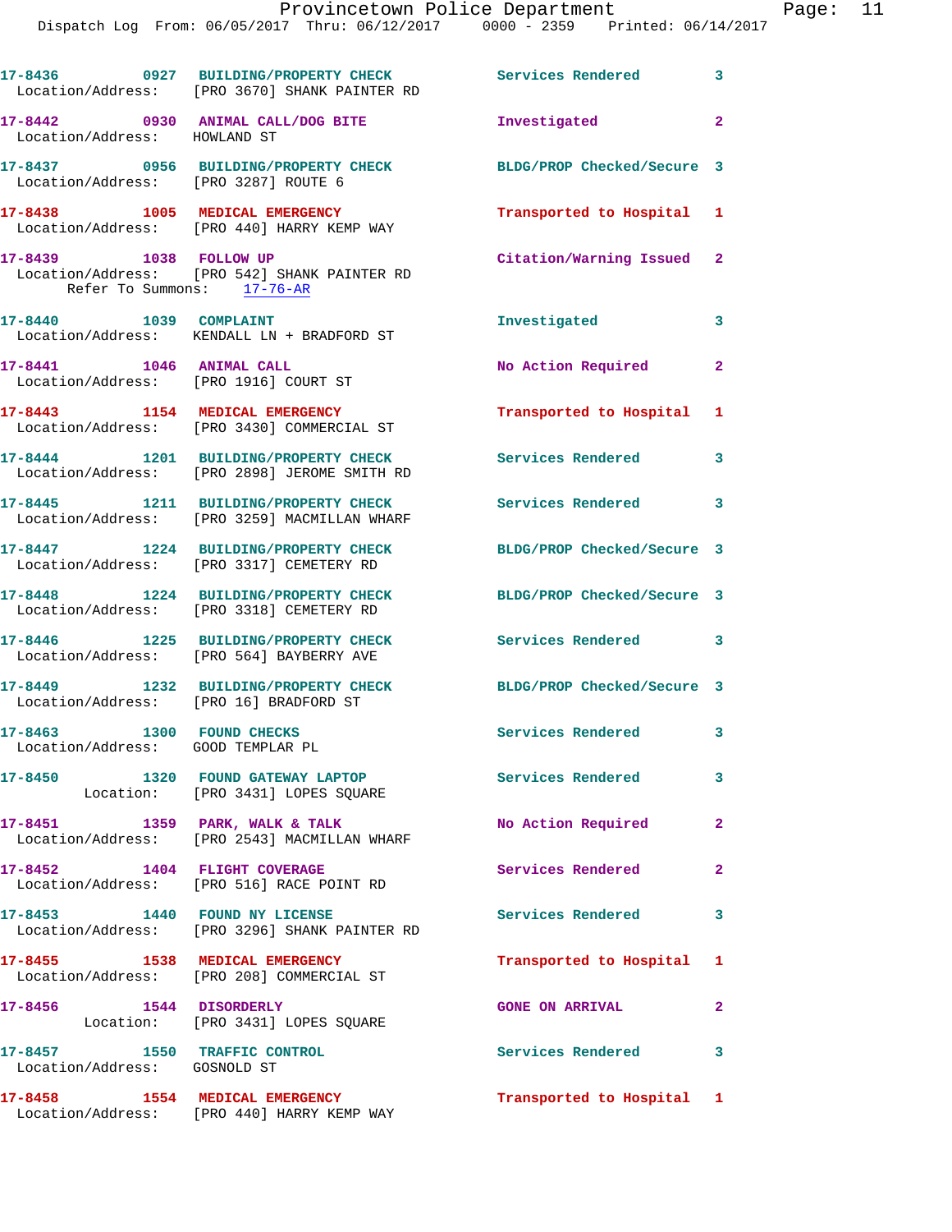17-8436 0927 BUILDING/PROPERTY CHECK Services Rendered 3
Location/Address: [PRO 3670] SHANK PAINTER RD

17-8442 0930 ANIMAL CALL/DOG BITE Investigated 2
Location/Address: HOWLAND ST

17-8437 0956 BUILDING/PROPERTY CHECK BLDG/PROP Checked/Secure 3
Location/Address: [PRO 3287] ROUTE 6

17-8438 1005 MEDICAL EMERGENCY Transported to Hospital 1
Location/Address: [PRO 440] HARRY KEMP WAY

17-8439 1038 FOLLOW UP Citation/Warning Issued 2
Location/Address: [PRO 542] SHANK PAINTER RD
Refer To Summons: 17-76-AR

17-8440 1039 COMPLAINT Investigated 3
Location/Address: KENDALL LN + BRADFORD ST

17-8441 1046 ANIMAL CALL No Action Required 2
Location/Address: [PRO 1916] COURT ST

17-8443 1154 MEDICAL EMERGENCY Transported to Hospital 1
Location/Address: [PRO 3430] COMMERCIAL ST

17-8444 1201 BUILDING/PROPERTY CHECK Services Rendered 3
Location/Address: [PRO 2898] JEROME SMITH RD

17-8445 1211 BUILDING/PROPERTY CHECK Services Rendered 3
Location/Address: [PRO 3259] MACMILLAN WHARF

17-8447 1224 BUILDING/PROPERTY CHECK BLDG/PROP Checked/Secure 3
Location/Address: [PRO 3317] CEMETERY RD

17-8448 1224 BUILDING/PROPERTY CHECK BLDG/PROP Checked/Secure 3
Location/Address: [PRO 3318] CEMETERY RD

17-8446 1225 BUILDING/PROPERTY CHECK Services Rendered 3
Location/Address: [PRO 564] BAYBERRY AVE

17-8449 1232 BUILDING/PROPERTY CHECK BLDG/PROP Checked/Secure 3
Location/Address: [PRO 16] BRADFORD ST

17-8463 1300 FOUND CHECKS Services Rendered 3
Location/Address: GOOD TEMPLAR PL

17-8450 1320 FOUND GATEWAY LAPTOP Services Rendered 3
Location: [PRO 3431] LOPES SQUARE

17-8451 1359 PARK, WALK & TALK No Action Required 2
Location/Address: [PRO 2543] MACMILLAN WHARF

17-8452 1404 FLIGHT COVERAGE Services Rendered 2
Location/Address: [PRO 516] RACE POINT RD

17-8453 1440 FOUND NY LICENSE Services Rendered 3
Location/Address: [PRO 3296] SHANK PAINTER RD

17-8455 1538 MEDICAL EMERGENCY Transported to Hospital 1
Location/Address: [PRO 208] COMMERCIAL ST

17-8456 1544 DISORDERLY GONE ON ARRIVAL 2
Location: [PRO 3431] LOPES SQUARE

17-8457 1550 TRAFFIC CONTROL Services Rendered 3
Location/Address: GOSNOLD ST

17-8458 1554 MEDICAL EMERGENCY Transported to Hospital 1
Location/Address: [PRO 440] HARRY KEMP WAY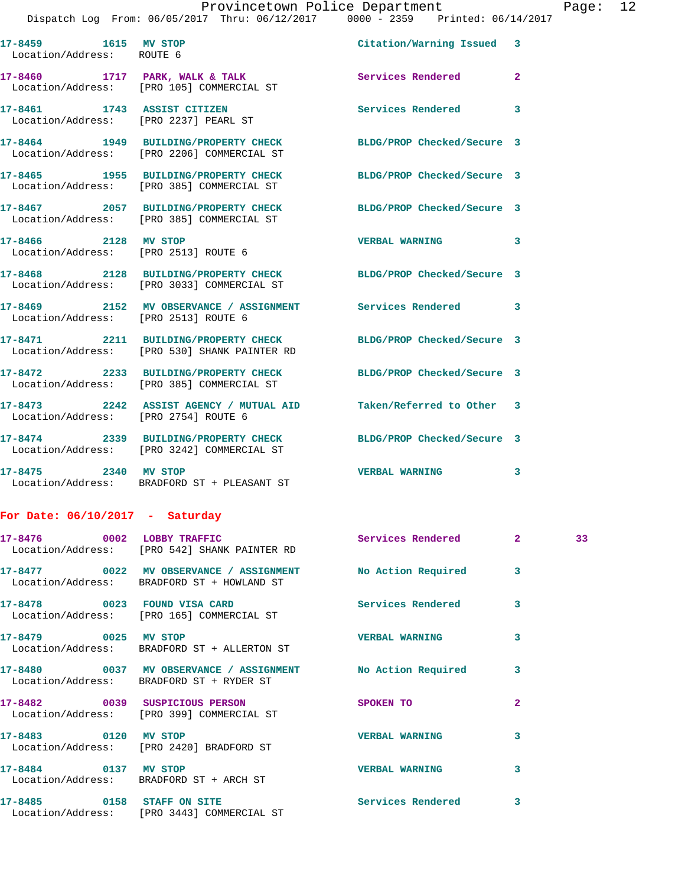17-8459 1615 MV STOP Citation/Warning Issued 3
Location/Address: ROUTE 6

17-8460 1717 PARK, WALK & TALK Services Rendered 2
Location/Address: [PRO 105] COMMERCIAL ST

17-8461 1743 ASSIST CITIZEN Services Rendered 3
Location/Address: [PRO 2237] PEARL ST

17-8464 1949 BUILDING/PROPERTY CHECK BLDG/PROP Checked/Secure 3
Location/Address: [PRO 2206] COMMERCIAL ST

17-8465 1955 BUILDING/PROPERTY CHECK BLDG/PROP Checked/Secure 3
Location/Address: [PRO 385] COMMERCIAL ST

17-8467 2057 BUILDING/PROPERTY CHECK BLDG/PROP Checked/Secure 3
Location/Address: [PRO 385] COMMERCIAL ST

17-8466 2128 MV STOP VERBAL WARNING 3
Location/Address: [PRO 2513] ROUTE 6

17-8468 2128 BUILDING/PROPERTY CHECK BLDG/PROP Checked/Secure 3
Location/Address: [PRO 3033] COMMERCIAL ST

17-8469 2152 MV OBSERVANCE / ASSIGNMENT Services Rendered 3
Location/Address: [PRO 2513] ROUTE 6

17-8471 2211 BUILDING/PROPERTY CHECK BLDG/PROP Checked/Secure 3
Location/Address: [PRO 530] SHANK PAINTER RD

17-8472 2233 BUILDING/PROPERTY CHECK BLDG/PROP Checked/Secure 3
Location/Address: [PRO 385] COMMERCIAL ST

17-8473 2242 ASSIST AGENCY / MUTUAL AID Taken/Referred to Other 3
Location/Address: [PRO 2754] ROUTE 6

17-8474 2339 BUILDING/PROPERTY CHECK BLDG/PROP Checked/Secure 3
Location/Address: [PRO 3242] COMMERCIAL ST

17-8475 2340 MV STOP VERBAL WARNING 3
Location/Address: BRADFORD ST + PLEASANT ST

**For Date: 06/10/2017 - Saturday**

17-8476 0002 LOBBY TRAFFIC Services Rendered 2 33
Location/Address: [PRO 542] SHANK PAINTER RD

17-8477 0022 MV OBSERVANCE / ASSIGNMENT No Action Required 3
Location/Address: BRADFORD ST + HOWLAND ST

17-8478 0023 FOUND VISA CARD Services Rendered 3
Location/Address: [PRO 165] COMMERCIAL ST

17-8479 0025 MV STOP VERBAL WARNING 3
Location/Address: BRADFORD ST + ALLERTON ST

17-8480 0037 MV OBSERVANCE / ASSIGNMENT No Action Required 3
Location/Address: BRADFORD ST + RYDER ST

17-8482 0039 SUSPICIOUS PERSON SPOKEN TO 2
Location/Address: [PRO 399] COMMERCIAL ST

17-8483 0120 MV STOP VERBAL WARNING 3
Location/Address: [PRO 2420] BRADFORD ST

17-8484 0137 MV STOP VERBAL WARNING 3
Location/Address: BRADFORD ST + ARCH ST

17-8485 0158 STAFF ON SITE Services Rendered 3
Location/Address: [PRO 3443] COMMERCIAL ST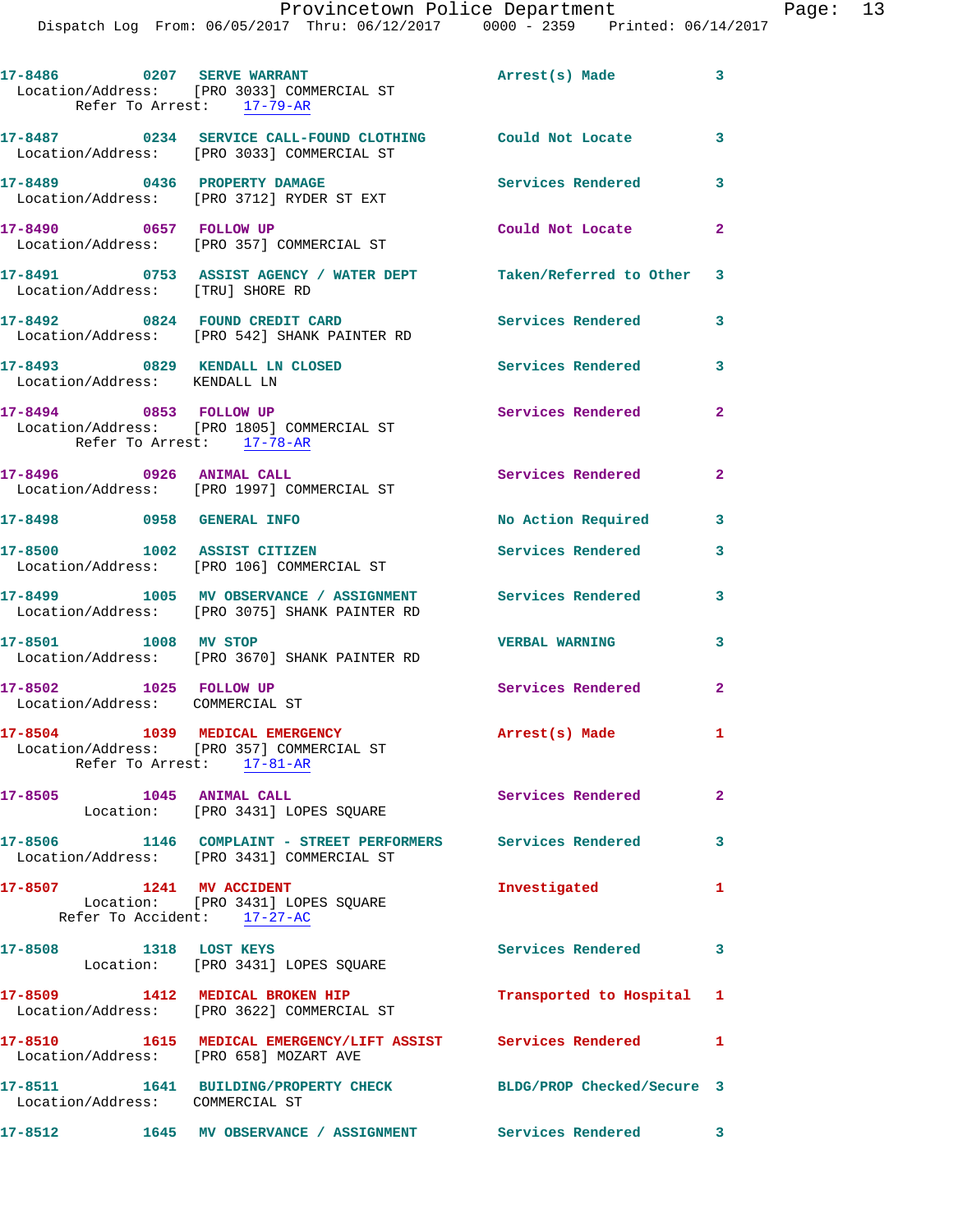17-8486 0207 SERVE WARRANT Arrest(s) Made 3
Location/Address: [PRO 3033] COMMERCIAL ST
Refer To Arrest: 17-79-AR

17-8487 0234 SERVICE CALL-FOUND CLOTHING Could Not Locate 3
Location/Address: [PRO 3033] COMMERCIAL ST

17-8489 0436 PROPERTY DAMAGE Services Rendered 3
Location/Address: [PRO 3712] RYDER ST EXT

17-8490 0657 FOLLOW UP Could Not Locate 2
Location/Address: [PRO 357] COMMERCIAL ST

17-8491 0753 ASSIST AGENCY / WATER DEPT Taken/Referred to Other 3
Location/Address: [TRU] SHORE RD

17-8492 0824 FOUND CREDIT CARD Services Rendered 3
Location/Address: [PRO 542] SHANK PAINTER RD

17-8493 0829 KENDALL LN CLOSED Services Rendered 3
Location/Address: KENDALL LN

17-8494 0853 FOLLOW UP Services Rendered 2
Location/Address: [PRO 1805] COMMERCIAL ST
Refer To Arrest: 17-78-AR

17-8496 0926 ANIMAL CALL Services Rendered 2
Location/Address: [PRO 1997] COMMERCIAL ST

17-8498 0958 GENERAL INFO No Action Required 3

17-8500 1002 ASSIST CITIZEN Services Rendered 3
Location/Address: [PRO 106] COMMERCIAL ST

17-8499 1005 MV OBSERVANCE / ASSIGNMENT Services Rendered 3
Location/Address: [PRO 3075] SHANK PAINTER RD

17-8501 1008 MV STOP VERBAL WARNING 3
Location/Address: [PRO 3670] SHANK PAINTER RD

17-8502 1025 FOLLOW UP Services Rendered 2
Location/Address: COMMERCIAL ST

17-8504 1039 MEDICAL EMERGENCY Arrest(s) Made 1
Location/Address: [PRO 357] COMMERCIAL ST
Refer To Arrest: 17-81-AR

17-8505 1045 ANIMAL CALL Services Rendered 2
Location: [PRO 3431] LOPES SQUARE

17-8506 1146 COMPLAINT - STREET PERFORMERS Services Rendered 3
Location/Address: [PRO 3431] COMMERCIAL ST

17-8507 1241 MV ACCIDENT Investigated 1
Location: [PRO 3431] LOPES SQUARE
Refer To Accident: 17-27-AC

17-8508 1318 LOST KEYS Services Rendered 3
Location: [PRO 3431] LOPES SQUARE

17-8509 1412 MEDICAL BROKEN HIP Transported to Hospital 1
Location/Address: [PRO 3622] COMMERCIAL ST

17-8510 1615 MEDICAL EMERGENCY/LIFT ASSIST Services Rendered 1
Location/Address: [PRO 658] MOZART AVE

17-8511 1641 BUILDING/PROPERTY CHECK BLDG/PROP Checked/Secure 3
Location/Address: COMMERCIAL ST

17-8512 1645 MV OBSERVANCE / ASSIGNMENT Services Rendered 3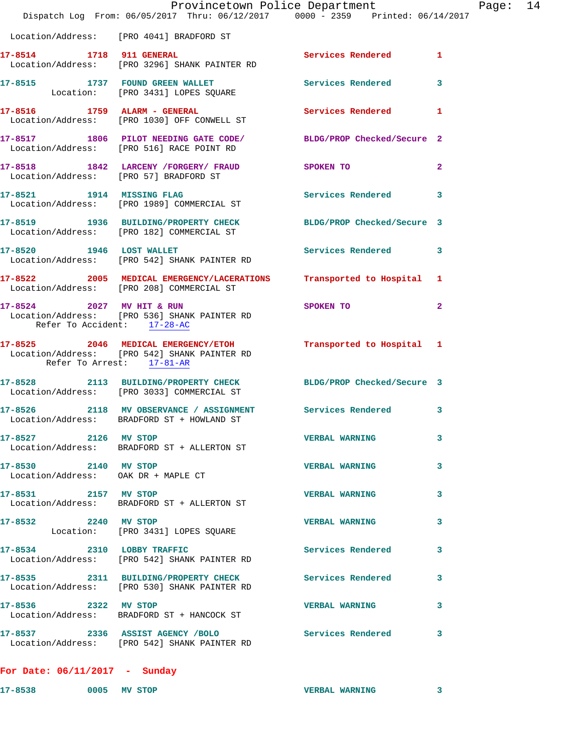Location/Address: [PRO 4041] BRADFORD ST

**17-8514** 1718 **911 GENERAL** Services Rendered 1
Location/Address: [PRO 3296] SHANK PAINTER RD

**17-8515** 1737 **FOUND GREEN WALLET** Services Rendered 3
Location: [PRO 3431] LOPES SQUARE

**17-8516** 1759 **ALARM - GENERAL** Services Rendered 1
Location/Address: [PRO 1030] OFF CONWELL ST

**17-8517** 1806 **PILOT NEEDING GATE CODE/** BLDG/PROP Checked/Secure 2
Location/Address: [PRO 516] RACE POINT RD

**17-8518** 1842 **LARCENY /FORGERY/ FRAUD** SPOKEN TO 2
Location/Address: [PRO 57] BRADFORD ST

**17-8521** 1914 **MISSING FLAG** Services Rendered 3
Location/Address: [PRO 1989] COMMERCIAL ST

**17-8519** 1936 **BUILDING/PROPERTY CHECK** BLDG/PROP Checked/Secure 3
Location/Address: [PRO 182] COMMERCIAL ST

**17-8520** 1946 **LOST WALLET** Services Rendered 3
Location/Address: [PRO 542] SHANK PAINTER RD

**17-8522** 2005 **MEDICAL EMERGENCY/LACERATIONS** Transported to Hospital 1
Location/Address: [PRO 208] COMMERCIAL ST

**17-8524** 2027 **MV HIT & RUN** SPOKEN TO 2
Location/Address: [PRO 536] SHANK PAINTER RD
Refer To Accident: 17-28-AC

**17-8525** 2046 **MEDICAL EMERGENCY/ETOH** Transported to Hospital 1
Location/Address: [PRO 542] SHANK PAINTER RD
Refer To Arrest: 17-81-AR

**17-8528** 2113 **BUILDING/PROPERTY CHECK** BLDG/PROP Checked/Secure 3
Location/Address: [PRO 3033] COMMERCIAL ST

**17-8526** 2118 **MV OBSERVANCE / ASSIGNMENT** Services Rendered 3
Location/Address: BRADFORD ST + HOWLAND ST

**17-8527** 2126 **MV STOP** VERBAL WARNING 3
Location/Address: BRADFORD ST + ALLERTON ST

**17-8530** 2140 **MV STOP** VERBAL WARNING 3
Location/Address: OAK DR + MAPLE CT

**17-8531** 2157 **MV STOP** VERBAL WARNING 3
Location/Address: BRADFORD ST + ALLERTON ST

**17-8532** 2240 **MV STOP** VERBAL WARNING 3
Location: [PRO 3431] LOPES SQUARE

**17-8534** 2310 **LOBBY TRAFFIC** Services Rendered 3
Location/Address: [PRO 542] SHANK PAINTER RD

**17-8535** 2311 **BUILDING/PROPERTY CHECK** Services Rendered 3
Location/Address: [PRO 530] SHANK PAINTER RD

**17-8536** 2322 **MV STOP** VERBAL WARNING 3
Location/Address: BRADFORD ST + HANCOCK ST

**17-8537** 2336 **ASSIST AGENCY /BOLO** Services Rendered 3
Location/Address: [PRO 542] SHANK PAINTER RD

## For Date: 06/11/2017 - Sunday

**17-8538** 0005 **MV STOP** VERBAL WARNING 3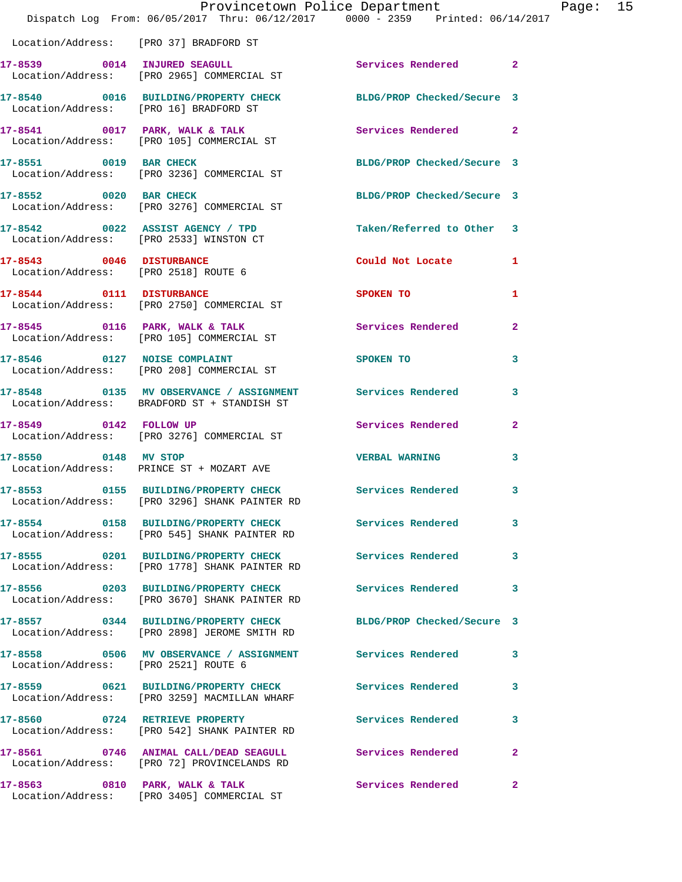Location/Address: [PRO 37] BRADFORD ST

| | | | | |
|---|---|---|---|---|
| 17-8539 | 0014 | INJURED SEAGULL | Services Rendered | 2 |
| Location/Address: | | [PRO 2965] COMMERCIAL ST | | |
| 17-8540 | 0016 | BUILDING/PROPERTY CHECK | BLDG/PROP Checked/Secure | 3 |
| Location/Address: | | [PRO 16] BRADFORD ST | | |
| 17-8541 | 0017 | PARK, WALK & TALK | Services Rendered | 2 |
| Location/Address: | | [PRO 105] COMMERCIAL ST | | |
| 17-8551 | 0019 | BAR CHECK | BLDG/PROP Checked/Secure | 3 |
| Location/Address: | | [PRO 3236] COMMERCIAL ST | | |
| 17-8552 | 0020 | BAR CHECK | BLDG/PROP Checked/Secure | 3 |
| Location/Address: | | [PRO 3276] COMMERCIAL ST | | |
| 17-8542 | 0022 | ASSIST AGENCY / TPD | Taken/Referred to Other | 3 |
| Location/Address: | | [PRO 2533] WINSTON CT | | |
| 17-8543 | 0046 | DISTURBANCE | Could Not Locate | 1 |
| Location/Address: | | [PRO 2518] ROUTE 6 | | |
| 17-8544 | 0111 | DISTURBANCE | SPOKEN TO | 1 |
| Location/Address: | | [PRO 2750] COMMERCIAL ST | | |
| 17-8545 | 0116 | PARK, WALK & TALK | Services Rendered | 2 |
| Location/Address: | | [PRO 105] COMMERCIAL ST | | |
| 17-8546 | 0127 | NOISE COMPLAINT | SPOKEN TO | 3 |
| Location/Address: | | [PRO 208] COMMERCIAL ST | | |
| 17-8548 | 0135 | MV OBSERVANCE / ASSIGNMENT | Services Rendered | 3 |
| Location/Address: | | BRADFORD ST + STANDISH ST | | |
| 17-8549 | 0142 | FOLLOW UP | Services Rendered | 2 |
| Location/Address: | | [PRO 3276] COMMERCIAL ST | | |
| 17-8550 | 0148 | MV STOP | VERBAL WARNING | 3 |
| Location/Address: | | PRINCE ST + MOZART AVE | | |
| 17-8553 | 0155 | BUILDING/PROPERTY CHECK | Services Rendered | 3 |
| Location/Address: | | [PRO 3296] SHANK PAINTER RD | | |
| 17-8554 | 0158 | BUILDING/PROPERTY CHECK | Services Rendered | 3 |
| Location/Address: | | [PRO 545] SHANK PAINTER RD | | |
| 17-8555 | 0201 | BUILDING/PROPERTY CHECK | Services Rendered | 3 |
| Location/Address: | | [PRO 1778] SHANK PAINTER RD | | |
| 17-8556 | 0203 | BUILDING/PROPERTY CHECK | Services Rendered | 3 |
| Location/Address: | | [PRO 3670] SHANK PAINTER RD | | |
| 17-8557 | 0344 | BUILDING/PROPERTY CHECK | BLDG/PROP Checked/Secure | 3 |
| Location/Address: | | [PRO 2898] JEROME SMITH RD | | |
| 17-8558 | 0506 | MV OBSERVANCE / ASSIGNMENT | Services Rendered | 3 |
| Location/Address: | | [PRO 2521] ROUTE 6 | | |
| 17-8559 | 0621 | BUILDING/PROPERTY CHECK | Services Rendered | 3 |
| Location/Address: | | [PRO 3259] MACMILLAN WHARF | | |
| 17-8560 | 0724 | RETRIEVE PROPERTY | Services Rendered | 3 |
| Location/Address: | | [PRO 542] SHANK PAINTER RD | | |
| 17-8561 | 0746 | ANIMAL CALL/DEAD SEAGULL | Services Rendered | 2 |
| Location/Address: | | [PRO 72] PROVINCELANDS RD | | |
| 17-8563 | 0810 | PARK, WALK & TALK | Services Rendered | 2 |
| Location/Address: | | [PRO 3405] COMMERCIAL ST | | |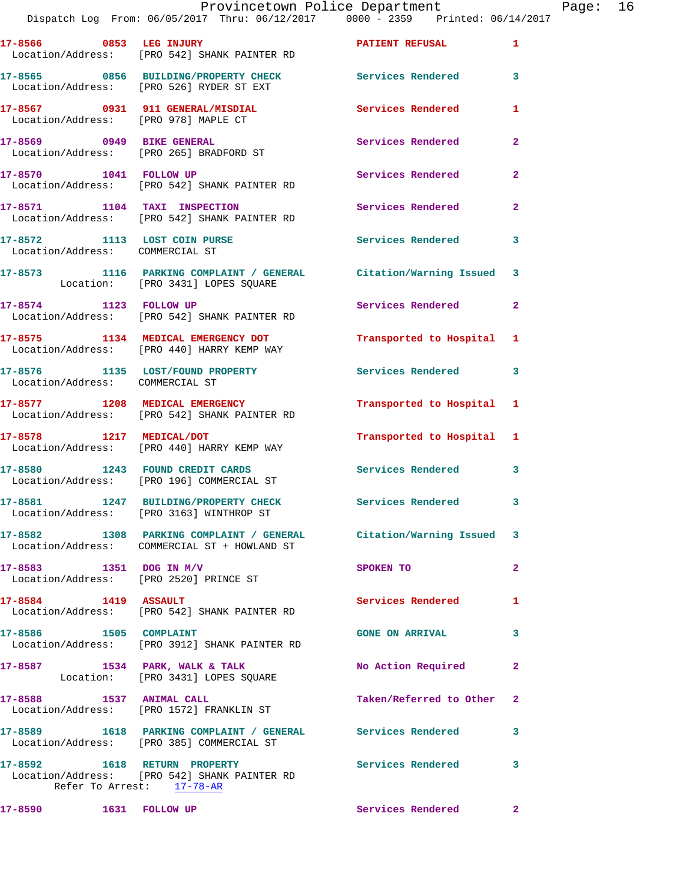17-8566 0853 LEG INJURY PATIENT REFUSAL 1
Location/Address: [PRO 542] SHANK PAINTER RD

17-8565 0856 BUILDING/PROPERTY CHECK Services Rendered 3
Location/Address: [PRO 526] RYDER ST EXT

17-8567 0931 911 GENERAL/MISDIAL Services Rendered 1
Location/Address: [PRO 978] MAPLE CT

17-8569 0949 BIKE GENERAL Services Rendered 2
Location/Address: [PRO 265] BRADFORD ST

17-8570 1041 FOLLOW UP Services Rendered 2
Location/Address: [PRO 542] SHANK PAINTER RD

17-8571 1104 TAXI INSPECTION Services Rendered 2
Location/Address: [PRO 542] SHANK PAINTER RD

17-8572 1113 LOST COIN PURSE Services Rendered 3
Location/Address: COMMERCIAL ST

17-8573 1116 PARKING COMPLAINT / GENERAL Citation/Warning Issued 3
Location: [PRO 3431] LOPES SQUARE

17-8574 1123 FOLLOW UP Services Rendered 2
Location/Address: [PRO 542] SHANK PAINTER RD

17-8575 1134 MEDICAL EMERGENCY DOT Transported to Hospital 1
Location/Address: [PRO 440] HARRY KEMP WAY

17-8576 1135 LOST/FOUND PROPERTY Services Rendered 3
Location/Address: COMMERCIAL ST

17-8577 1208 MEDICAL EMERGENCY Transported to Hospital 1
Location/Address: [PRO 542] SHANK PAINTER RD

17-8578 1217 MEDICAL/DOT Transported to Hospital 1
Location/Address: [PRO 440] HARRY KEMP WAY

17-8580 1243 FOUND CREDIT CARDS Services Rendered 3
Location/Address: [PRO 196] COMMERCIAL ST

17-8581 1247 BUILDING/PROPERTY CHECK Services Rendered 3
Location/Address: [PRO 3163] WINTHROP ST

17-8582 1308 PARKING COMPLAINT / GENERAL Citation/Warning Issued 3
Location/Address: COMMERCIAL ST + HOWLAND ST

17-8583 1351 DOG IN M/V SPOKEN TO 2
Location/Address: [PRO 2520] PRINCE ST

17-8584 1419 ASSAULT Services Rendered 1
Location/Address: [PRO 542] SHANK PAINTER RD

17-8586 1505 COMPLAINT GONE ON ARRIVAL 3
Location/Address: [PRO 3912] SHANK PAINTER RD

17-8587 1534 PARK, WALK & TALK No Action Required 2
Location: [PRO 3431] LOPES SQUARE

17-8588 1537 ANIMAL CALL Taken/Referred to Other 2
Location/Address: [PRO 1572] FRANKLIN ST

17-8589 1618 PARKING COMPLAINT / GENERAL Services Rendered 3
Location/Address: [PRO 385] COMMERCIAL ST

17-8592 1618 RETURN PROPERTY Services Rendered 3
Location/Address: [PRO 542] SHANK PAINTER RD
Refer To Arrest: 17-78-AR

17-8590 1631 FOLLOW UP Services Rendered 2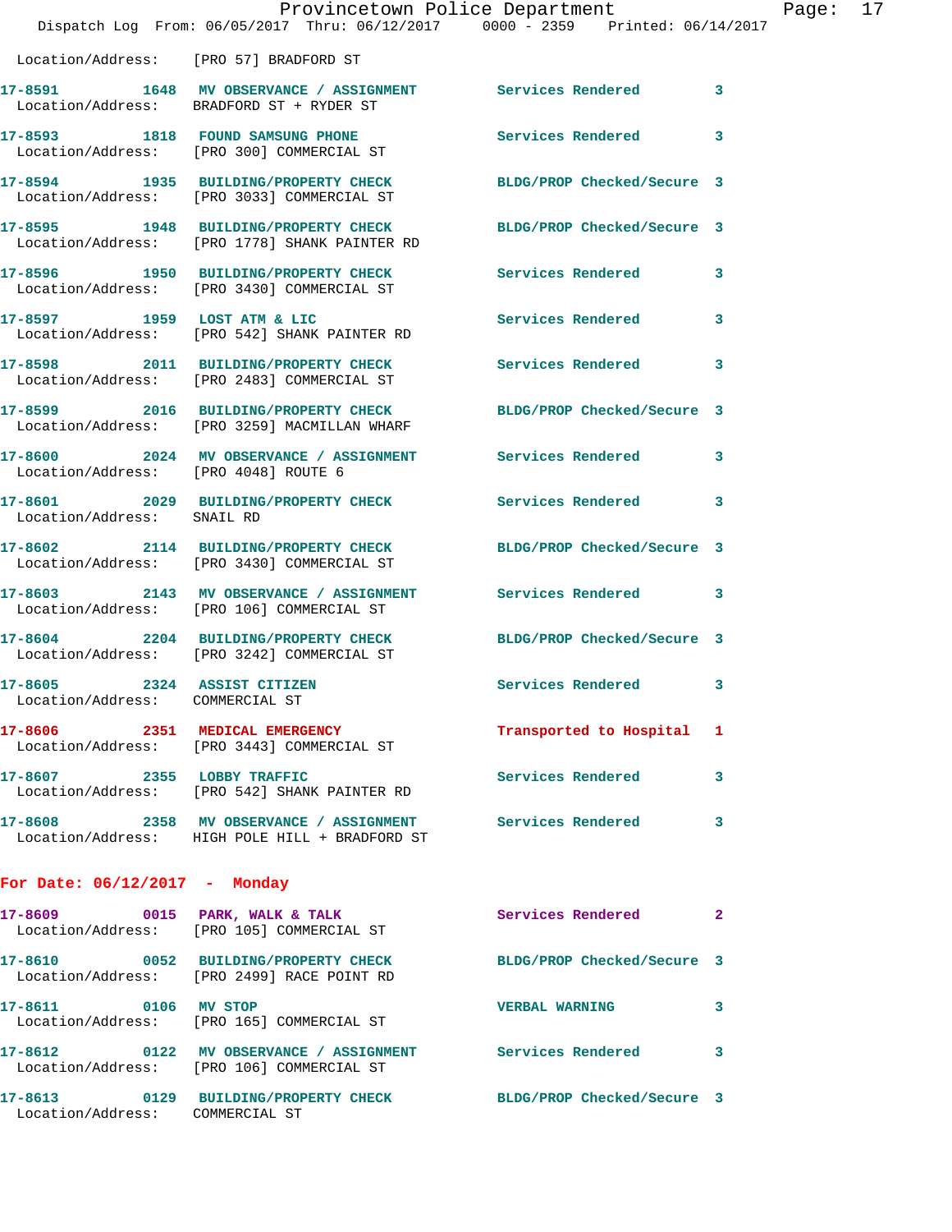Location/Address: [PRO 57] BRADFORD ST

**17-8591** 1648 **MV OBSERVANCE / ASSIGNMENT** Services Rendered 3
Location/Address: BRADFORD ST + RYDER ST

**17-8593** 1818 **FOUND SAMSUNG PHONE** Services Rendered 3
Location/Address: [PRO 300] COMMERCIAL ST

**17-8594** 1935 **BUILDING/PROPERTY CHECK** BLDG/PROP Checked/Secure 3
Location/Address: [PRO 3033] COMMERCIAL ST

**17-8595** 1948 **BUILDING/PROPERTY CHECK** BLDG/PROP Checked/Secure 3
Location/Address: [PRO 1778] SHANK PAINTER RD

**17-8596** 1950 **BUILDING/PROPERTY CHECK** Services Rendered 3
Location/Address: [PRO 3430] COMMERCIAL ST

**17-8597** 1959 **LOST ATM & LIC** Services Rendered 3
Location/Address: [PRO 542] SHANK PAINTER RD

**17-8598** 2011 **BUILDING/PROPERTY CHECK** Services Rendered 3
Location/Address: [PRO 2483] COMMERCIAL ST

**17-8599** 2016 **BUILDING/PROPERTY CHECK** BLDG/PROP Checked/Secure 3
Location/Address: [PRO 3259] MACMILLAN WHARF

**17-8600** 2024 **MV OBSERVANCE / ASSIGNMENT** Services Rendered 3
Location/Address: [PRO 4048] ROUTE 6

**17-8601** 2029 **BUILDING/PROPERTY CHECK** Services Rendered 3
Location/Address: SNAIL RD

**17-8602** 2114 **BUILDING/PROPERTY CHECK** BLDG/PROP Checked/Secure 3
Location/Address: [PRO 3430] COMMERCIAL ST

**17-8603** 2143 **MV OBSERVANCE / ASSIGNMENT** Services Rendered 3
Location/Address: [PRO 106] COMMERCIAL ST

**17-8604** 2204 **BUILDING/PROPERTY CHECK** BLDG/PROP Checked/Secure 3
Location/Address: [PRO 3242] COMMERCIAL ST

**17-8605** 2324 **ASSIST CITIZEN** Services Rendered 3
Location/Address: COMMERCIAL ST

**17-8606** 2351 **MEDICAL EMERGENCY** Transported to Hospital 1
Location/Address: [PRO 3443] COMMERCIAL ST

**17-8607** 2355 **LOBBY TRAFFIC** Services Rendered 3
Location/Address: [PRO 542] SHANK PAINTER RD

**17-8608** 2358 **MV OBSERVANCE / ASSIGNMENT** Services Rendered 3
Location/Address: HIGH POLE HILL + BRADFORD ST

## For Date: 06/12/2017 - Monday

**17-8609** 0015 **PARK, WALK & TALK** Services Rendered 2
Location/Address: [PRO 105] COMMERCIAL ST

**17-8610** 0052 **BUILDING/PROPERTY CHECK** BLDG/PROP Checked/Secure 3
Location/Address: [PRO 2499] RACE POINT RD

**17-8611** 0106 **MV STOP** VERBAL WARNING 3
Location/Address: [PRO 165] COMMERCIAL ST

**17-8612** 0122 **MV OBSERVANCE / ASSIGNMENT** Services Rendered 3
Location/Address: [PRO 106] COMMERCIAL ST

**17-8613** 0129 **BUILDING/PROPERTY CHECK** BLDG/PROP Checked/Secure 3
Location/Address: COMMERCIAL ST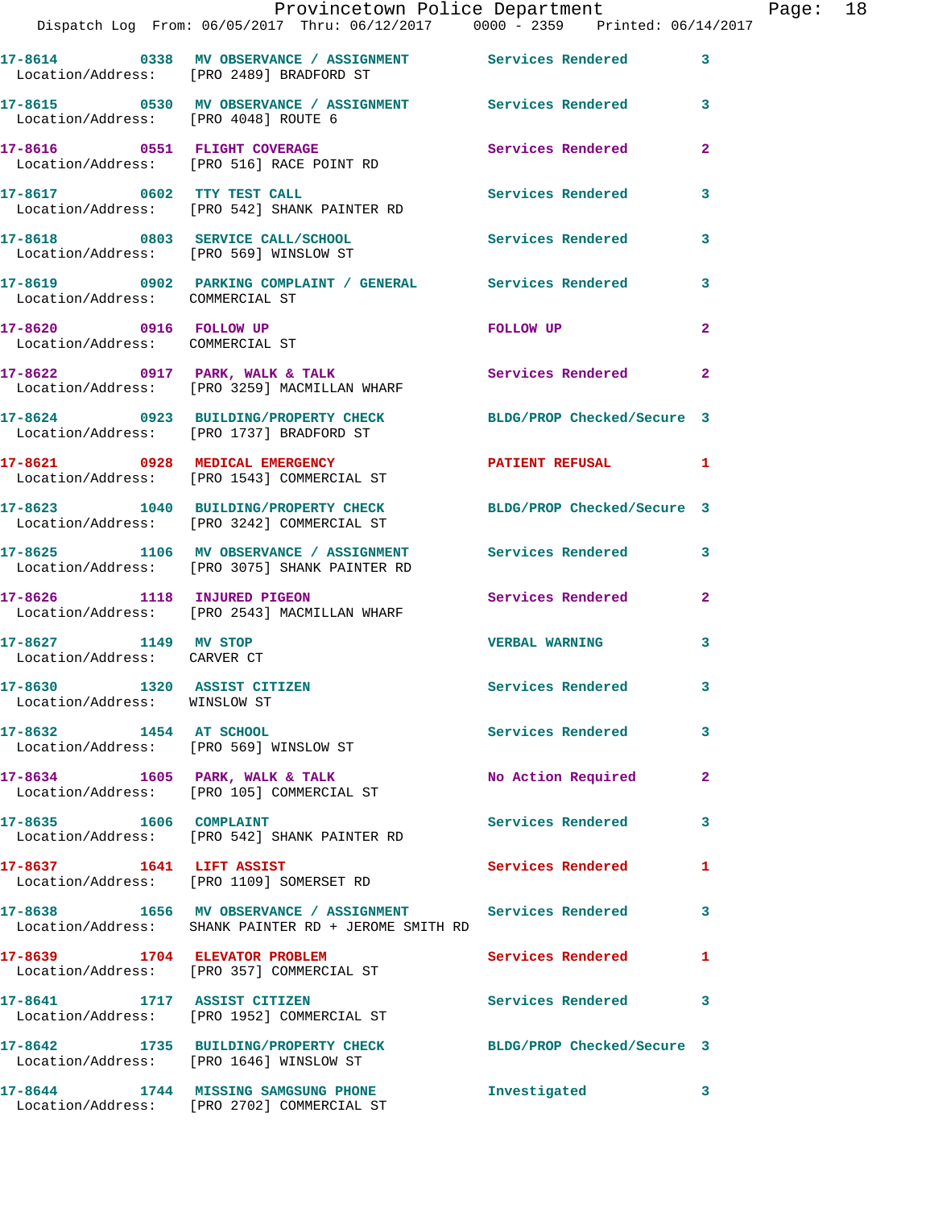17-8614 0338 MV OBSERVANCE / ASSIGNMENT Services Rendered 3
Location/Address: [PRO 2489] BRADFORD ST

17-8615 0530 MV OBSERVANCE / ASSIGNMENT Services Rendered 3
Location/Address: [PRO 4048] ROUTE 6

17-8616 0551 FLIGHT COVERAGE Services Rendered 2
Location/Address: [PRO 516] RACE POINT RD

17-8617 0602 TTY TEST CALL Services Rendered 3
Location/Address: [PRO 542] SHANK PAINTER RD

17-8618 0803 SERVICE CALL/SCHOOL Services Rendered 3
Location/Address: [PRO 569] WINSLOW ST

17-8619 0902 PARKING COMPLAINT / GENERAL Services Rendered 3
Location/Address: COMMERCIAL ST

17-8620 0916 FOLLOW UP FOLLOW UP 2
Location/Address: COMMERCIAL ST

17-8622 0917 PARK, WALK & TALK Services Rendered 2
Location/Address: [PRO 3259] MACMILLAN WHARF

17-8624 0923 BUILDING/PROPERTY CHECK BLDG/PROP Checked/Secure 3
Location/Address: [PRO 1737] BRADFORD ST

17-8621 0928 MEDICAL EMERGENCY PATIENT REFUSAL 1
Location/Address: [PRO 1543] COMMERCIAL ST

17-8623 1040 BUILDING/PROPERTY CHECK BLDG/PROP Checked/Secure 3
Location/Address: [PRO 3242] COMMERCIAL ST

17-8625 1106 MV OBSERVANCE / ASSIGNMENT Services Rendered 3
Location/Address: [PRO 3075] SHANK PAINTER RD

17-8626 1118 INJURED PIGEON Services Rendered 2
Location/Address: [PRO 2543] MACMILLAN WHARF

17-8627 1149 MV STOP VERBAL WARNING 3
Location/Address: CARVER CT

17-8630 1320 ASSIST CITIZEN Services Rendered 3
Location/Address: WINSLOW ST

17-8632 1454 AT SCHOOL Services Rendered 3
Location/Address: [PRO 569] WINSLOW ST

17-8634 1605 PARK, WALK & TALK No Action Required 2
Location/Address: [PRO 105] COMMERCIAL ST

17-8635 1606 COMPLAINT Services Rendered 3
Location/Address: [PRO 542] SHANK PAINTER RD

17-8637 1641 LIFT ASSIST Services Rendered 1
Location/Address: [PRO 1109] SOMERSET RD

17-8638 1656 MV OBSERVANCE / ASSIGNMENT Services Rendered 3
Location/Address: SHANK PAINTER RD + JEROME SMITH RD

17-8639 1704 ELEVATOR PROBLEM Services Rendered 1
Location/Address: [PRO 357] COMMERCIAL ST

17-8641 1717 ASSIST CITIZEN Services Rendered 3
Location/Address: [PRO 1952] COMMERCIAL ST

17-8642 1735 BUILDING/PROPERTY CHECK BLDG/PROP Checked/Secure 3
Location/Address: [PRO 1646] WINSLOW ST

17-8644 1744 MISSING SAMGSUNG PHONE Investigated 3
Location/Address: [PRO 2702] COMMERCIAL ST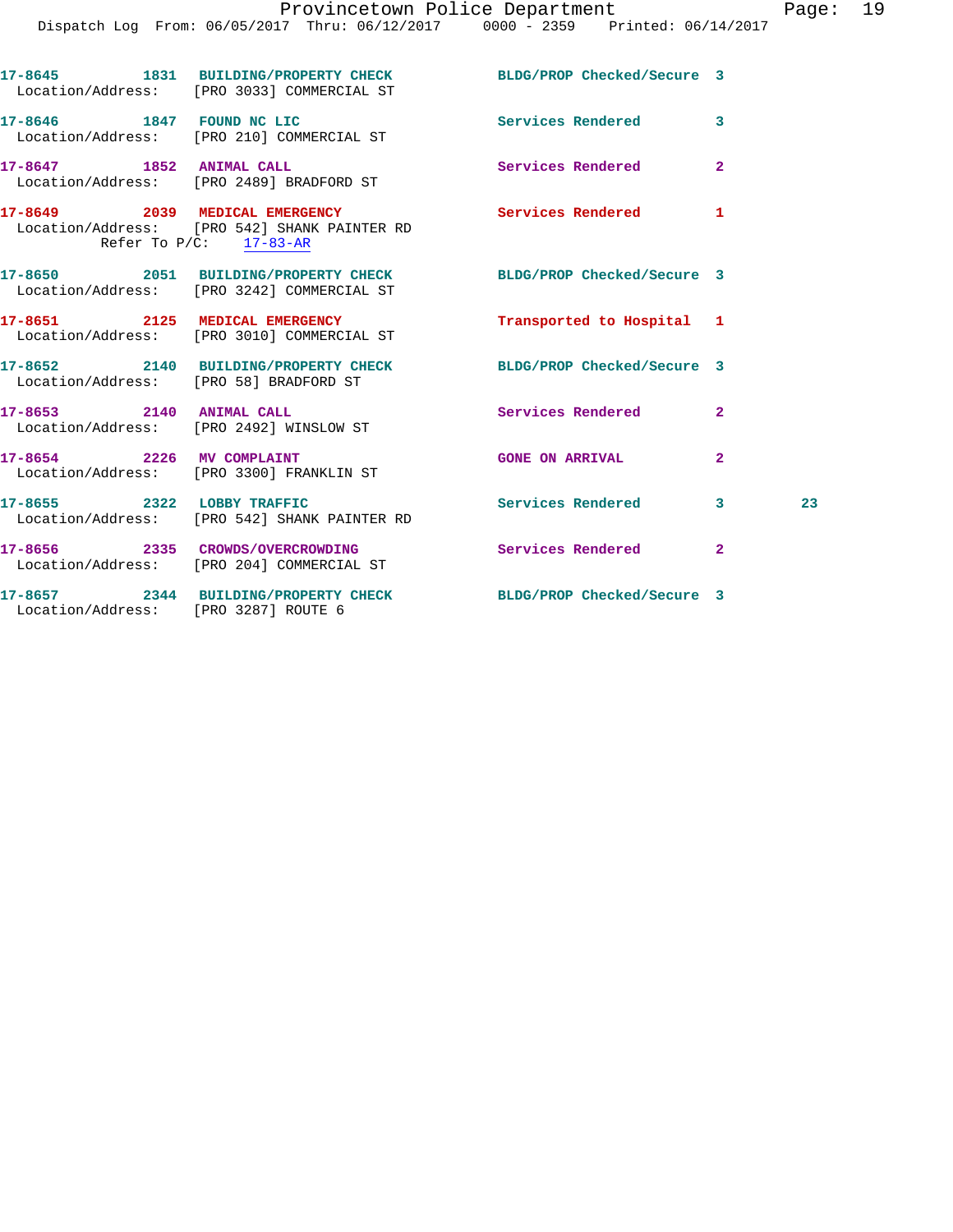17-8645 1831 BUILDING/PROPERTY CHECK BLDG/PROP Checked/Secure 3
Location/Address: [PRO 3033] COMMERCIAL ST

17-8646 1847 FOUND NC LIC Services Rendered 3
Location/Address: [PRO 210] COMMERCIAL ST

17-8647 1852 ANIMAL CALL Services Rendered 2
Location/Address: [PRO 2489] BRADFORD ST

17-8649 2039 MEDICAL EMERGENCY Services Rendered 1
Location/Address: [PRO 542] SHANK PAINTER RD
Refer To P/C: 17-83-AR

17-8650 2051 BUILDING/PROPERTY CHECK BLDG/PROP Checked/Secure 3
Location/Address: [PRO 3242] COMMERCIAL ST

17-8651 2125 MEDICAL EMERGENCY Transported to Hospital 1
Location/Address: [PRO 3010] COMMERCIAL ST

17-8652 2140 BUILDING/PROPERTY CHECK BLDG/PROP Checked/Secure 3
Location/Address: [PRO 58] BRADFORD ST

17-8653 2140 ANIMAL CALL Services Rendered 2
Location/Address: [PRO 2492] WINSLOW ST

17-8654 2226 MV COMPLAINT GONE ON ARRIVAL 2
Location/Address: [PRO 3300] FRANKLIN ST

17-8655 2322 LOBBY TRAFFIC Services Rendered 3 23
Location/Address: [PRO 542] SHANK PAINTER RD

17-8656 2335 CROWDS/OVERCROWDING Services Rendered 2
Location/Address: [PRO 204] COMMERCIAL ST

17-8657 2344 BUILDING/PROPERTY CHECK BLDG/PROP Checked/Secure 3
Location/Address: [PRO 3287] ROUTE 6